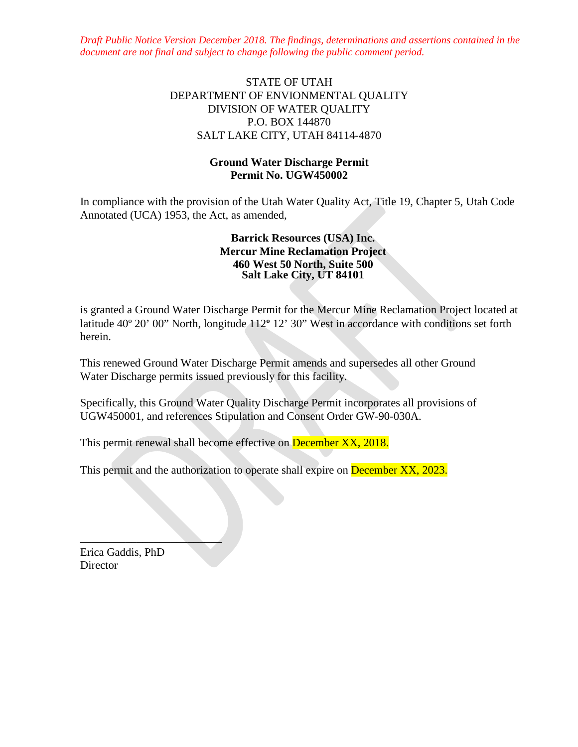*Draft Public Notice Version December 2018. The findings, determinations and assertions contained in the document are not final and subject to change following the public comment period.*

STATE OF UTAH
DEPARTMENT OF ENVIONMENTAL QUALITY
DIVISION OF WATER QUALITY
P.O. BOX 144870
SALT LAKE CITY, UTAH 84114-4870

**Ground Water Discharge Permit**
**Permit No. UGW450002**

In compliance with the provision of the Utah Water Quality Act, Title 19, Chapter 5, Utah Code Annotated (UCA) 1953, the Act, as amended,

**Barrick Resources (USA) Inc.**
**Mercur Mine Reclamation Project**
**460 West 50 North, Suite 500**
**Salt Lake City, UT 84101**

is granted a Ground Water Discharge Permit for the Mercur Mine Reclamation Project located at latitude 40º 20' 00" North, longitude 112º 12' 30" West in accordance with conditions set forth herein.

This renewed Ground Water Discharge Permit amends and supersedes all other Ground Water Discharge permits issued previously for this facility.

Specifically, this Ground Water Quality Discharge Permit incorporates all provisions of UGW450001, and references Stipulation and Consent Order GW-90-030A.

This permit renewal shall become effective on December XX, 2018.

This permit and the authorization to operate shall expire on December XX, 2023.

\_\_\_\_\_\_\_\_\_\_\_\_\_\_\_\_\_\_\_\_\_\_\_\_\_\_

Erica Gaddis, PhD
Director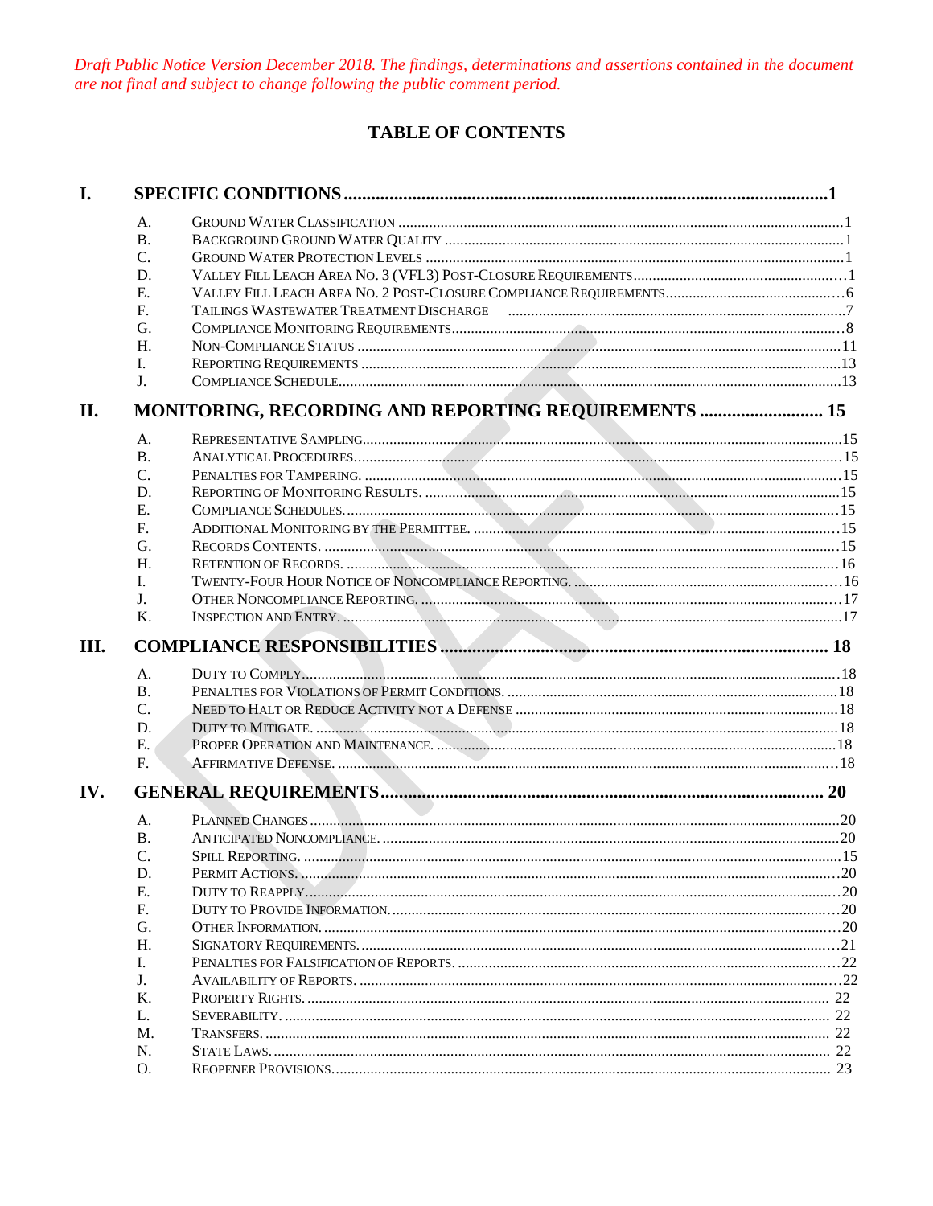*Draft Public Notice Version December 2018. The findings, determinations and assertions contained in the document are not final and subject to change following the public comment period.*

# TABLE OF CONTENTS

| | | | |
|---|---|---|---|
| **I.** | **SPECIFIC CONDITIONS** | | **1** |
| | A. | Ground Water Classification | 1 |
| | B. | Background Ground Water Quality | 1 |
| | C. | Ground Water Protection Levels | 1 |
| | D. | Valley Fill Leach Area No. 3 (VFL3) Post-Closure Requirements | 1 |
| | E. | Valley Fill Leach Area No. 2 Post-Closure Compliance Requirements | 6 |
| | F. | Tailings Wastewater Treatment Discharge | 7 |
| | G. | Compliance Monitoring Requirements | 8 |
| | H. | Non-Compliance Status | 11 |
| | I. | Reporting Requirements | 13 |
| | J. | Compliance Schedule | 13 |
| **II.** | **MONITORING, RECORDING AND REPORTING REQUIREMENTS** | | **15** |
| | A. | Representative Sampling | 15 |
| | B. | Analytical Procedures | 15 |
| | C. | Penalties for Tampering. | 15 |
| | D. | Reporting of Monitoring Results. | 15 |
| | E. | Compliance Schedules. | 15 |
| | F. | Additional Monitoring by the Permittee. | 15 |
| | G. | Records Contents. | 15 |
| | H. | Retention of Records. | 16 |
| | I. | Twenty-Four Hour Notice of Noncompliance Reporting. | 16 |
| | J. | Other Noncompliance Reporting. | 17 |
| | K. | Inspection and Entry. | 17 |
| **III.** | **COMPLIANCE RESPONSIBILITIES** | | **18** |
| | A. | Duty to Comply. | 18 |
| | B. | Penalties for Violations of Permit Conditions. | 18 |
| | C. | Need to Halt or Reduce Activity not a Defense | 18 |
| | D. | Duty to Mitigate. | 18 |
| | E. | Proper Operation and Maintenance. | 18 |
| | F. | Affirmative Defense. | 18 |
| **IV.** | **GENERAL REQUIREMENTS** | | **20** |
| | A. | Planned Changes | 20 |
| | B. | Anticipated Noncompliance. | 20 |
| | C. | Spill Reporting. | 15 |
| | D. | Permit Actions. | 20 |
| | E. | Duty to Reapply. | 20 |
| | F. | Duty to Provide Information. | 20 |
| | G. | Other Information. | 20 |
| | H. | Signatory Requirements. | 21 |
| | I. | Penalties for Falsification of Reports. | 22 |
| | J. | Availability of Reports. | 22 |
| | K. | Property Rights. | 22 |
| | L. | Severability. | 22 |
| | M. | Transfers. | 22 |
| | N. | State Laws. | 22 |
| | O. | Reopener Provisions. | 23 |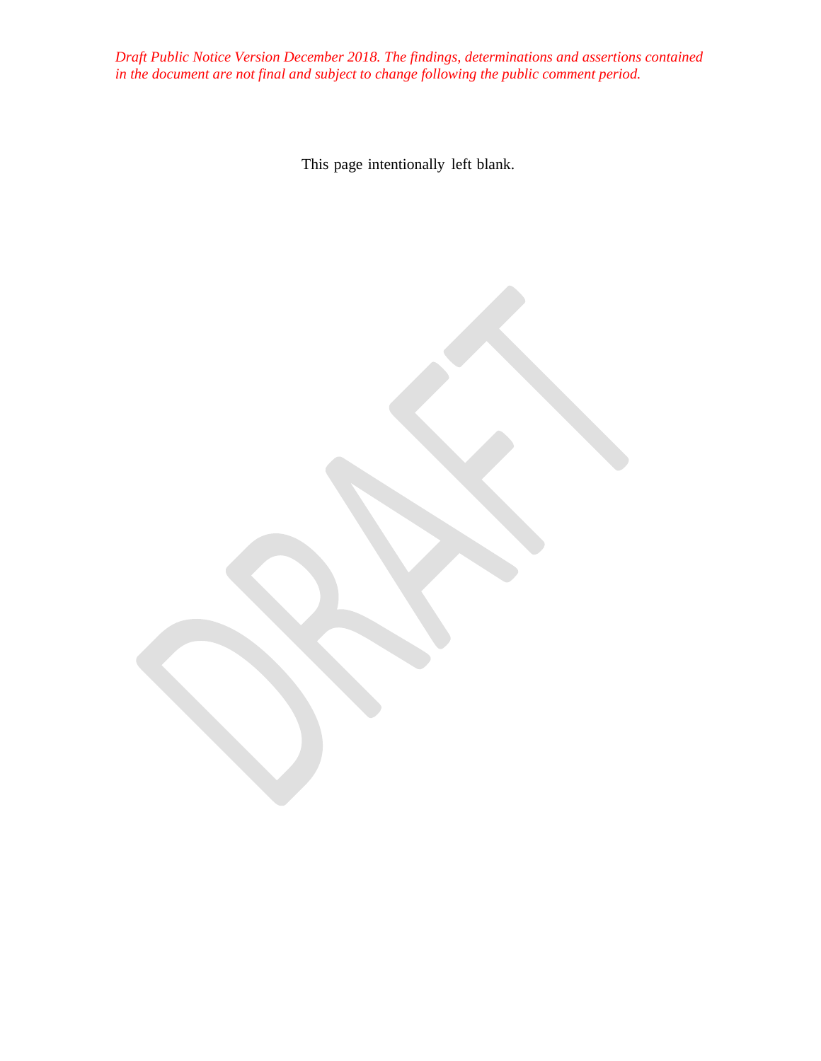*Draft Public Notice Version December 2018. The findings, determinations and assertions contained in the document are not final and subject to change following the public comment period.*

This page intentionally left blank.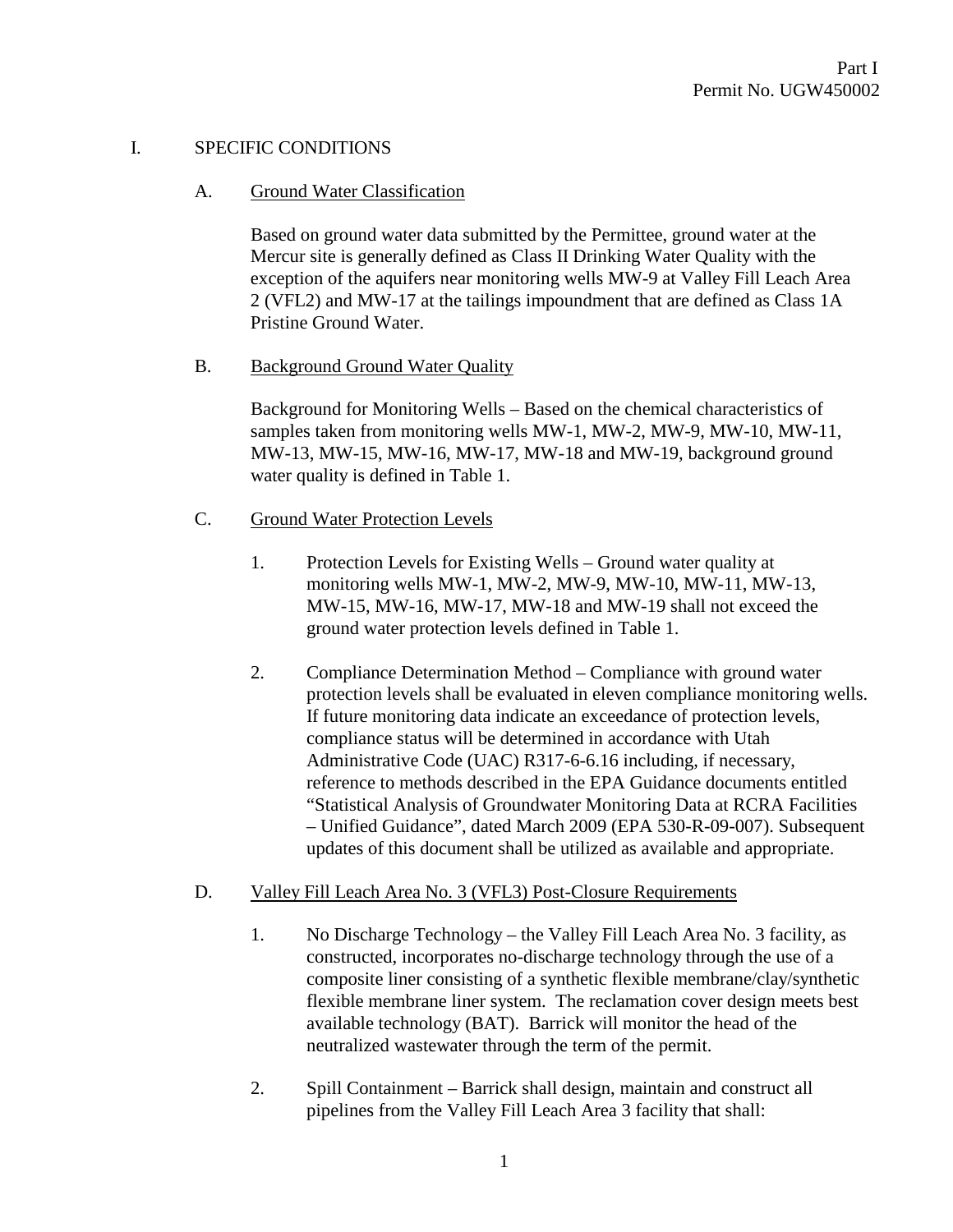# I. SPECIFIC CONDITIONS

## A. Ground Water Classification

Based on ground water data submitted by the Permittee, ground water at the Mercur site is generally defined as Class II Drinking Water Quality with the exception of the aquifers near monitoring wells MW-9 at Valley Fill Leach Area 2 (VFL2) and MW-17 at the tailings impoundment that are defined as Class 1A Pristine Ground Water.

## B. Background Ground Water Quality

Background for Monitoring Wells – Based on the chemical characteristics of samples taken from monitoring wells MW-1, MW-2, MW-9, MW-10, MW-11, MW-13, MW-15, MW-16, MW-17, MW-18 and MW-19, background ground water quality is defined in Table 1.

## C. Ground Water Protection Levels

1. Protection Levels for Existing Wells – Ground water quality at monitoring wells MW-1, MW-2, MW-9, MW-10, MW-11, MW-13, MW-15, MW-16, MW-17, MW-18 and MW-19 shall not exceed the ground water protection levels defined in Table 1.

2. Compliance Determination Method – Compliance with ground water protection levels shall be evaluated in eleven compliance monitoring wells. If future monitoring data indicate an exceedance of protection levels, compliance status will be determined in accordance with Utah Administrative Code (UAC) R317-6-6.16 including, if necessary, reference to methods described in the EPA Guidance documents entitled "Statistical Analysis of Groundwater Monitoring Data at RCRA Facilities – Unified Guidance", dated March 2009 (EPA 530-R-09-007). Subsequent updates of this document shall be utilized as available and appropriate.

## D. Valley Fill Leach Area No. 3 (VFL3) Post-Closure Requirements

1. No Discharge Technology – the Valley Fill Leach Area No. 3 facility, as constructed, incorporates no-discharge technology through the use of a composite liner consisting of a synthetic flexible membrane/clay/synthetic flexible membrane liner system. The reclamation cover design meets best available technology (BAT). Barrick will monitor the head of the neutralized wastewater through the term of the permit.

2. Spill Containment – Barrick shall design, maintain and construct all pipelines from the Valley Fill Leach Area 3 facility that shall: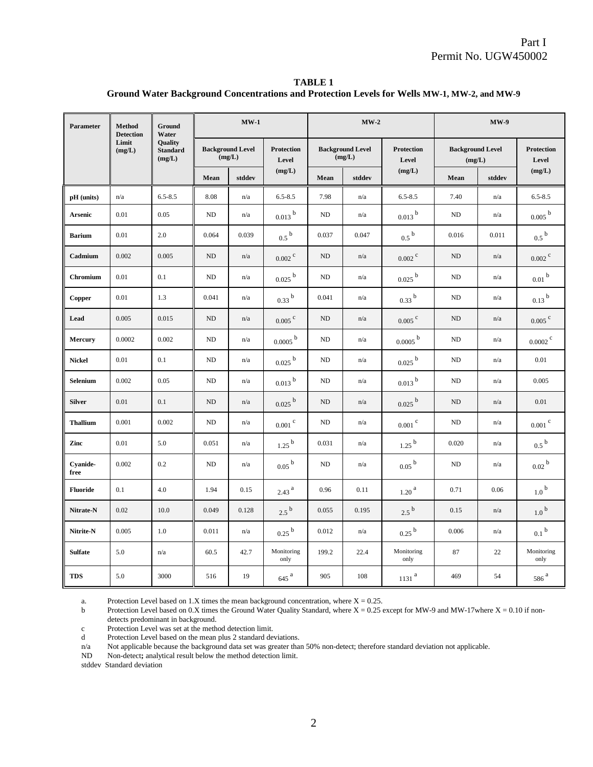**TABLE 1**
**Ground Water Background Concentrations and Protection Levels for Wells MW-1, MW-2, and MW-9**

| Parameter | Method Detection Limit (mg/L) | Ground Water Quality Standard (mg/L) | MW-1 | | | MW-2 | | | MW-9 | | |
|---|---|---|---|---|---|---|---|---|---|---|---|
| | | | Background Level (mg/L) | | Protection Level (mg/L) | Background Level (mg/L) | | Protection Level (mg/L) | Background Level (mg/L) | | Protection Level (mg/L) |
| | | | Mean | stddev | | Mean | stddev | | Mean | stddev | |
| pH (units) | n/a | 6.5-8.5 | 8.08 | n/a | 6.5-8.5 | 7.98 | n/a | 6.5-8.5 | 7.40 | n/a | 6.5-8.5 |
| Arsenic | 0.01 | 0.05 | ND | n/a | 0.013 [b] | ND | n/a | 0.013 [b] | ND | n/a | 0.005 [b] |
| Barium | 0.01 | 2.0 | 0.064 | 0.039 | 0.5 [b] | 0.037 | 0.047 | 0.5 [b] | 0.016 | 0.011 | 0.5 [b] |
| Cadmium | 0.002 | 0.005 | ND | n/a | 0.002 [c] | ND | n/a | 0.002 [c] | ND | n/a | 0.002 [c] |
| Chromium | 0.01 | 0.1 | ND | n/a | 0.025 [b] | ND | n/a | 0.025 [b] | ND | n/a | 0.01 [b] |
| Copper | 0.01 | 1.3 | 0.041 | n/a | 0.33 [b] | 0.041 | n/a | 0.33 [b] | ND | n/a | 0.13 [b] |
| Lead | 0.005 | 0.015 | ND | n/a | 0.005 [c] | ND | n/a | 0.005 [c] | ND | n/a | 0.005 [c] |
| Mercury | 0.0002 | 0.002 | ND | n/a | 0.0005 [b] | ND | n/a | 0.0005 [b] | ND | n/a | 0.0002 [c] |
| Nickel | 0.01 | 0.1 | ND | n/a | 0.025 [b] | ND | n/a | 0.025 [b] | ND | n/a | 0.01 |
| Selenium | 0.002 | 0.05 | ND | n/a | 0.013 [b] | ND | n/a | 0.013 [b] | ND | n/a | 0.005 |
| Silver | 0.01 | 0.1 | ND | n/a | 0.025 [b] | ND | n/a | 0.025 [b] | ND | n/a | 0.01 |
| Thallium | 0.001 | 0.002 | ND | n/a | 0.001 [c] | ND | n/a | 0.001 [c] | ND | n/a | 0.001 [c] |
| Zinc | 0.01 | 5.0 | 0.051 | n/a | 1.25 [b] | 0.031 | n/a | 1.25 [b] | 0.020 | n/a | 0.5 [b] |
| Cyanide-free | 0.002 | 0.2 | ND | n/a | 0.05 [b] | ND | n/a | 0.05 [b] | ND | n/a | 0.02 [b] |
| Fluoride | 0.1 | 4.0 | 1.94 | 0.15 | 2.43 [a] | 0.96 | 0.11 | 1.20 [a] | 0.71 | 0.06 | 1.0 [b] |
| Nitrate-N | 0.02 | 10.0 | 0.049 | 0.128 | 2.5 [b] | 0.055 | 0.195 | 2.5 [b] | 0.15 | n/a | 1.0 [b] |
| Nitrite-N | 0.005 | 1.0 | 0.011 | n/a | 0.25 [b] | 0.012 | n/a | 0.25 [b] | 0.006 | n/a | 0.1 [b] |
| Sulfate | 5.0 | n/a | 60.5 | 42.7 | Monitoring only | 199.2 | 22.4 | Monitoring only | 87 | 22 | Monitoring only |
| TDS | 5.0 | 3000 | 516 | 19 | 645 [a] | 905 | 108 | 1131 [a] | 469 | 54 | 586 [a] |

a. Protection Level based on 1.X times the mean background concentration, where X = 0.25.
b Protection Level based on 0.X times the Ground Water Quality Standard, where X = 0.25 except for MW-9 and MW-17where X = 0.10 if non-detects predominant in background.
c Protection Level was set at the method detection limit.
d Protection Level based on the mean plus 2 standard deviations.
n/a Not applicable because the background data set was greater than 50% non-detect; therefore standard deviation not applicable.
ND Non-detect; analytical result below the method detection limit.
stddev Standard deviation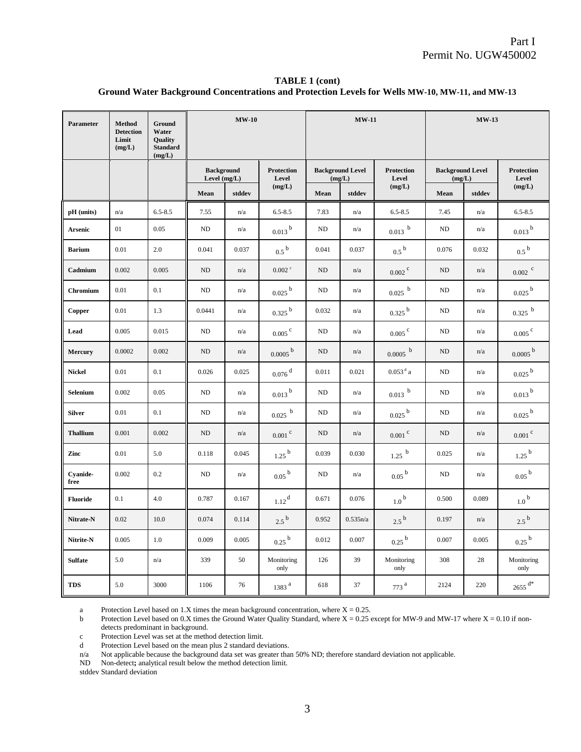Part I
Permit No. UGW450002

**TABLE 1 (cont)**
**Ground Water Background Concentrations and Protection Levels for Wells MW-10, MW-11, and MW-13**

| Parameter | Method Detection Limit (mg/L) | Ground Water Quality Standard (mg/L) | MW-10 | | | MW-11 | | | MW-13 | | |
|---|---|---|---|---|---|---|---|---|---|---|---|
| | | | Background Level (mg/L) | | Protection Level (mg/L) | Background Level (mg/L) | | Protection Level (mg/L) | Background Level (mg/L) | | Protection Level (mg/L) |
| | | | Mean | stddev | | Mean | stddev | | Mean | stddev | |
| **pH (units)** | n/a | 6.5-8.5 | 7.55 | n/a | 6.5-8.5 | 7.83 | n/a | 6.5-8.5 | 7.45 | n/a | 6.5-8.5 |
| **Arsenic** | 01 | 0.05 | ND | n/a | 0.013 [b] | ND | n/a | 0.013 [b] | ND | n/a | 0.013 [b] |
| **Barium** | 0.01 | 2.0 | 0.041 | 0.037 | 0.5 [b] | 0.041 | 0.037 | 0.5 [b] | 0.076 | 0.032 | 0.5 [b] |
| **Cadmium** | 0.002 | 0.005 | ND | n/a | 0.002 [c] | ND | n/a | 0.002 [c] | ND | n/a | 0.002 [c] |
| **Chromium** | 0.01 | 0.1 | ND | n/a | 0.025 [b] | ND | n/a | 0.025 [b] | ND | n/a | 0.025 [b] |
| **Copper** | 0.01 | 1.3 | 0.0441 | n/a | 0.325 [b] | 0.032 | n/a | 0.325 [b] | ND | n/a | 0.325 [b] |
| **Lead** | 0.005 | 0.015 | ND | n/a | 0.005 [c] | ND | n/a | 0.005 [c] | ND | n/a | 0.005 [c] |
| **Mercury** | 0.0002 | 0.002 | ND | n/a | 0.0005 [b] | ND | n/a | 0.0005 [b] | ND | n/a | 0.0005 [b] |
| **Nickel** | 0.01 | 0.1 | 0.026 | 0.025 | 0.076 [d] | 0.011 | 0.021 | 0.053 [d] a | ND | n/a | 0.025 [b] |
| **Selenium** | 0.002 | 0.05 | ND | n/a | 0.013 [b] | ND | n/a | 0.013 [b] | ND | n/a | 0.013 [b] |
| **Silver** | 0.01 | 0.1 | ND | n/a | 0.025 [b] | ND | n/a | 0.025 [b] | ND | n/a | 0.025 [b] |
| **Thallium** | 0.001 | 0.002 | ND | n/a | 0.001 [c] | ND | n/a | 0.001 [c] | ND | n/a | 0.001 [c] |
| **Zinc** | 0.01 | 5.0 | 0.118 | 0.045 | 1.25 [b] | 0.039 | 0.030 | 1.25 [b] | 0.025 | n/a | 1.25 [b] |
| **Cyanide-free** | 0.002 | 0.2 | ND | n/a | 0.05 [b] | ND | n/a | 0.05 [b] | ND | n/a | 0.05 [b] |
| **Fluoride** | 0.1 | 4.0 | 0.787 | 0.167 | 1.12 [d] | 0.671 | 0.076 | 1.0 [b] | 0.500 | 0.089 | 1.0 [b] |
| **Nitrate-N** | 0.02 | 10.0 | 0.074 | 0.114 | 2.5 [b] | 0.952 | 0.535n/a | 2.5 [b] | 0.197 | n/a | 2.5 [b] |
| **Nitrite-N** | 0.005 | 1.0 | 0.009 | 0.005 | 0.25 [b] | 0.012 | 0.007 | 0.25 [b] | 0.007 | 0.005 | 0.25 [b] |
| **Sulfate** | 5.0 | n/a | 339 | 50 | Monitoring only | 126 | 39 | Monitoring only | 308 | 28 | Monitoring only |
| **TDS** | 5.0 | 3000 | 1106 | 76 | 1383 [a] | 618 | 37 | 773 [a] | 2124 | 220 | 2655 [d*] |

a Protection Level based on 1.X times the mean background concentration, where X = 0.25.
b Protection Level based on 0.X times the Ground Water Quality Standard, where X = 0.25 except for MW-9 and MW-17 where X = 0.10 if non-detects predominant in background.
c Protection Level was set at the method detection limit.
d Protection Level based on the mean plus 2 standard deviations.
n/a Not applicable because the background data set was greater than 50% ND; therefore standard deviation not applicable.
ND Non-detect; analytical result below the method detection limit.
stddev Standard deviation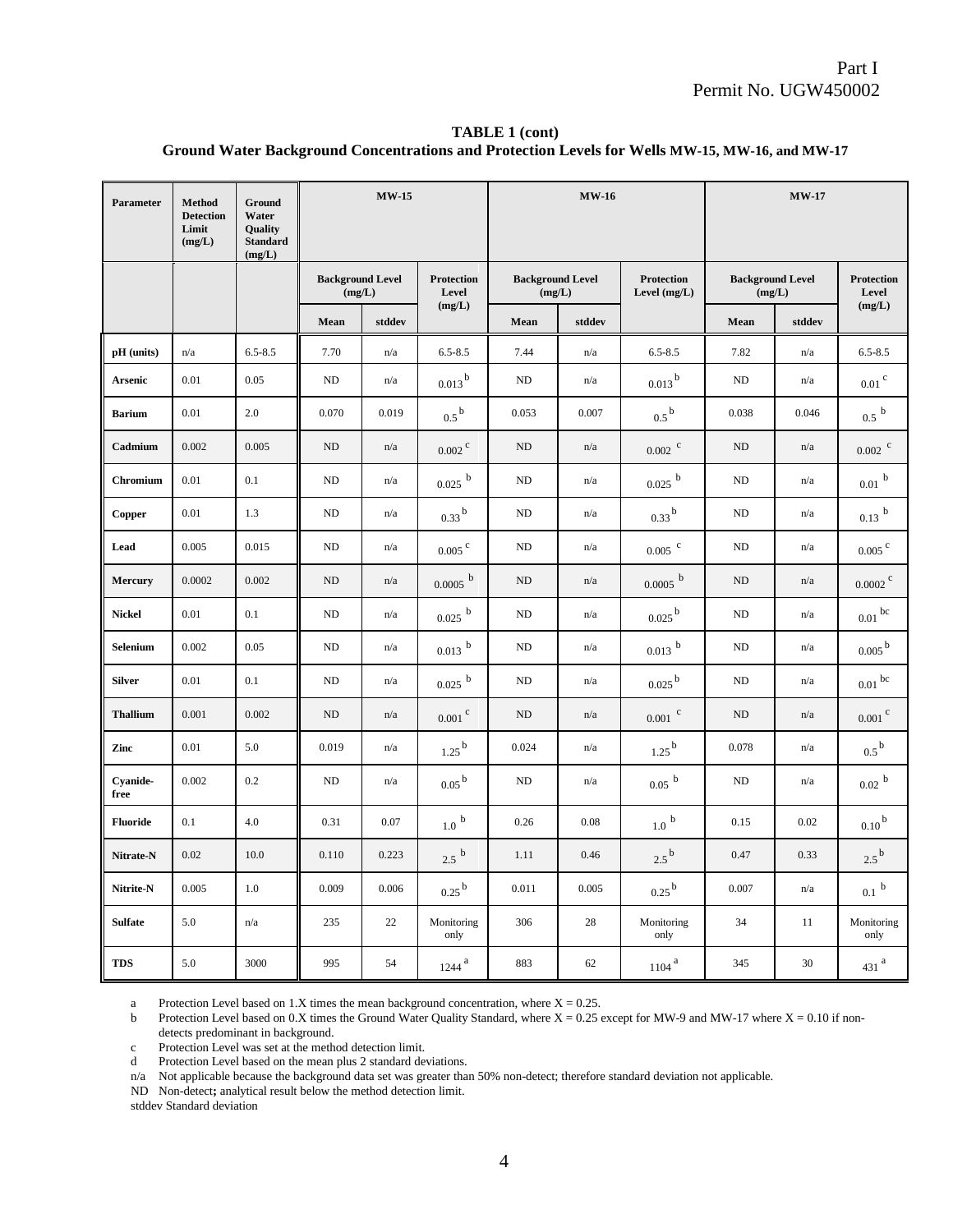Part I
Permit No. UGW450002

**TABLE 1 (cont)**
**Ground Water Background Concentrations and Protection Levels for Wells MW-15, MW-16, and MW-17**

| Parameter | Method Detection Limit (mg/L) | Ground Water Quality Standard (mg/L) | MW-15 | | | MW-16 | | | MW-17 | | |
|---|---|---|---|---|---|---|---|---|---|---|---|
| | | | Background Level (mg/L) | | Protection Level (mg/L) | Background Level (mg/L) | | Protection Level (mg/L) | Background Level (mg/L) | | Protection Level (mg/L) |
| | | | Mean | stddev | | Mean | stddev | | Mean | stddev | |
| pH (units) | n/a | 6.5-8.5 | 7.70 | n/a | 6.5-8.5 | 7.44 | n/a | 6.5-8.5 | 7.82 | n/a | 6.5-8.5 |
| Arsenic | 0.01 | 0.05 | ND | n/a | 0.013 [b] | ND | n/a | 0.013 [b] | ND | n/a | 0.01 [c] |
| Barium | 0.01 | 2.0 | 0.070 | 0.019 | 0.5 [b] | 0.053 | 0.007 | 0.5 [b] | 0.038 | 0.046 | 0.5 [b] |
| Cadmium | 0.002 | 0.005 | ND | n/a | 0.002 [c] | ND | n/a | 0.002 [c] | ND | n/a | 0.002 [c] |
| Chromium | 0.01 | 0.1 | ND | n/a | 0.025 [b] | ND | n/a | 0.025 [b] | ND | n/a | 0.01 [b] |
| Copper | 0.01 | 1.3 | ND | n/a | 0.33 [b] | ND | n/a | 0.33 [b] | ND | n/a | 0.13 [b] |
| Lead | 0.005 | 0.015 | ND | n/a | 0.005 [c] | ND | n/a | 0.005 [c] | ND | n/a | 0.005 [c] |
| Mercury | 0.0002 | 0.002 | ND | n/a | 0.0005 [b] | ND | n/a | 0.0005 [b] | ND | n/a | 0.0002 [c] |
| Nickel | 0.01 | 0.1 | ND | n/a | 0.025 [b] | ND | n/a | 0.025 [b] | ND | n/a | 0.01 [bc] |
| Selenium | 0.002 | 0.05 | ND | n/a | 0.013 [b] | ND | n/a | 0.013 [b] | ND | n/a | 0.005 [b] |
| Silver | 0.01 | 0.1 | ND | n/a | 0.025 [b] | ND | n/a | 0.025 [b] | ND | n/a | 0.01 [bc] |
| Thallium | 0.001 | 0.002 | ND | n/a | 0.001 [c] | ND | n/a | 0.001 [c] | ND | n/a | 0.001 [c] |
| Zinc | 0.01 | 5.0 | 0.019 | n/a | 1.25 [b] | 0.024 | n/a | 1.25 [b] | 0.078 | n/a | 0.5 [b] |
| Cyanide-free | 0.002 | 0.2 | ND | n/a | 0.05 [b] | ND | n/a | 0.05 [b] | ND | n/a | 0.02 [b] |
| Fluoride | 0.1 | 4.0 | 0.31 | 0.07 | 1.0 [b] | 0.26 | 0.08 | 1.0 [b] | 0.15 | 0.02 | 0.10 [b] |
| Nitrate-N | 0.02 | 10.0 | 0.110 | 0.223 | 2.5 [b] | 1.11 | 0.46 | 2.5 [b] | 0.47 | 0.33 | 2.5 [b] |
| Nitrite-N | 0.005 | 1.0 | 0.009 | 0.006 | 0.25 [b] | 0.011 | 0.005 | 0.25 [b] | 0.007 | n/a | 0.1 [b] |
| Sulfate | 5.0 | n/a | 235 | 22 | Monitoring only | 306 | 28 | Monitoring only | 34 | 11 | Monitoring only |
| TDS | 5.0 | 3000 | 995 | 54 | 1244 [a] | 883 | 62 | 1104 [a] | 345 | 30 | 431 [a] |

a Protection Level based on 1.X times the mean background concentration, where X = 0.25.
b Protection Level based on 0.X times the Ground Water Quality Standard, where X = 0.25 except for MW-9 and MW-17 where X = 0.10 if non-detects predominant in background.
c Protection Level was set at the method detection limit.
d Protection Level based on the mean plus 2 standard deviations.
n/a Not applicable because the background data set was greater than 50% non-detect; therefore standard deviation not applicable.
ND Non-detect; analytical result below the method detection limit.
stddev Standard deviation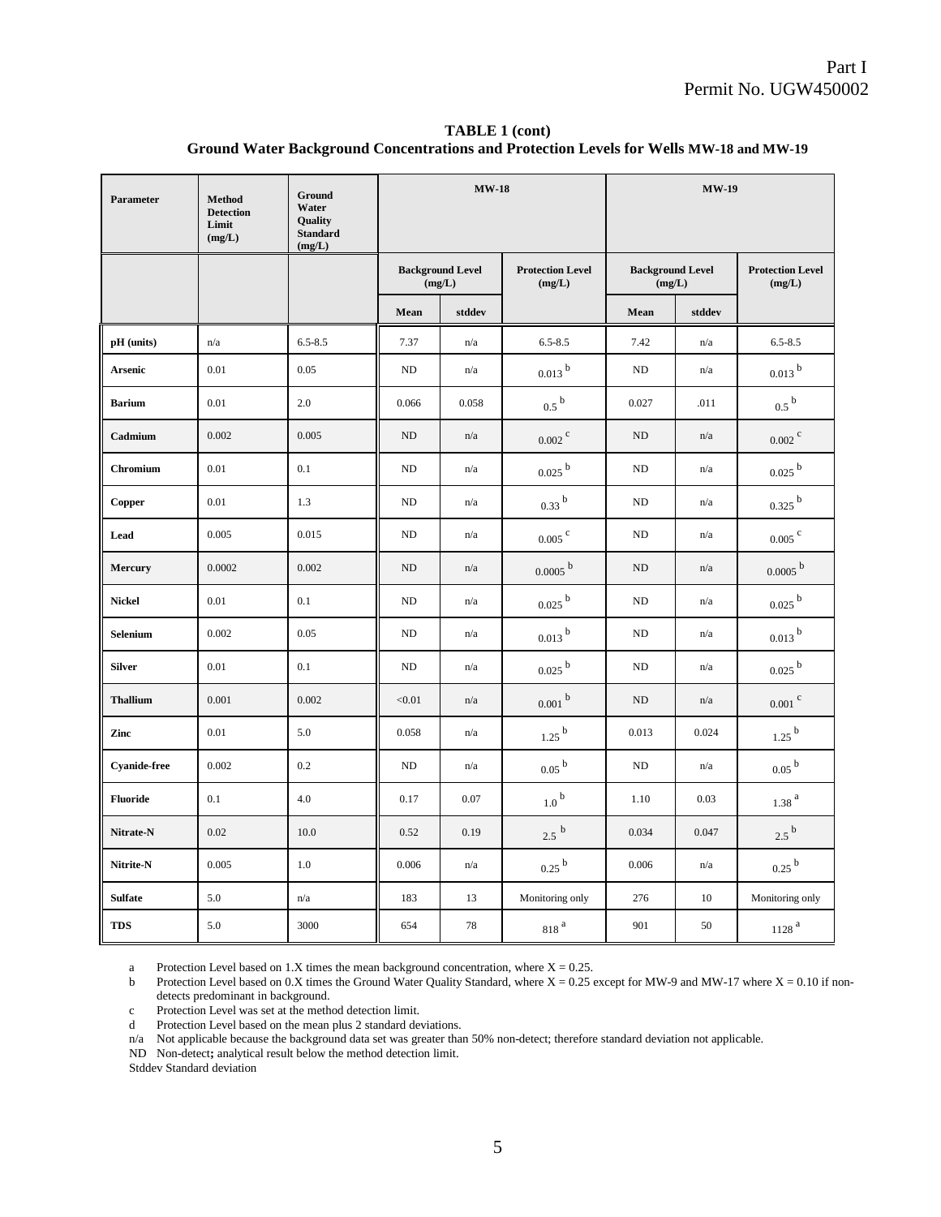**TABLE 1 (cont)**
**Ground Water Background Concentrations and Protection Levels for Wells MW-18 and MW-19**

| Parameter | Method Detection Limit (mg/L) | Ground Water Quality Standard (mg/L) | MW-18 | | | MW-19 | | |
|---|---|---|---|---|---|---|---|---|
| | | | Background Level (mg/L) | | Protection Level (mg/L) | Background Level (mg/L) | | Protection Level (mg/L) |
| | | | Mean | stddev | | Mean | stddev | |
| **pH (units)** | n/a | 6.5-8.5 | 7.37 | n/a | 6.5-8.5 | 7.42 | n/a | 6.5-8.5 |
| **Arsenic** | 0.01 | 0.05 | ND | n/a | 0.013 [b] | ND | n/a | 0.013 [b] |
| **Barium** | 0.01 | 2.0 | 0.066 | 0.058 | 0.5 [b] | 0.027 | .011 | 0.5 [b] |
| **Cadmium** | 0.002 | 0.005 | ND | n/a | 0.002 [c] | ND | n/a | 0.002 [c] |
| **Chromium** | 0.01 | 0.1 | ND | n/a | 0.025 [b] | ND | n/a | 0.025 [b] |
| **Copper** | 0.01 | 1.3 | ND | n/a | 0.33 [b] | ND | n/a | 0.325 [b] |
| **Lead** | 0.005 | 0.015 | ND | n/a | 0.005 [c] | ND | n/a | 0.005 [c] |
| **Mercury** | 0.0002 | 0.002 | ND | n/a | 0.0005 [b] | ND | n/a | 0.0005 [b] |
| **Nickel** | 0.01 | 0.1 | ND | n/a | 0.025 [b] | ND | n/a | 0.025 [b] |
| **Selenium** | 0.002 | 0.05 | ND | n/a | 0.013 [b] | ND | n/a | 0.013 [b] |
| **Silver** | 0.01 | 0.1 | ND | n/a | 0.025 [b] | ND | n/a | 0.025 [b] |
| **Thallium** | 0.001 | 0.002 | <0.01 | n/a | 0.001 [b] | ND | n/a | 0.001 [c] |
| **Zinc** | 0.01 | 5.0 | 0.058 | n/a | 1.25 [b] | 0.013 | 0.024 | 1.25 [b] |
| **Cyanide-free** | 0.002 | 0.2 | ND | n/a | 0.05 [b] | ND | n/a | 0.05 [b] |
| **Fluoride** | 0.1 | 4.0 | 0.17 | 0.07 | 1.0 [b] | 1.10 | 0.03 | 1.38 [a] |
| **Nitrate-N** | 0.02 | 10.0 | 0.52 | 0.19 | 2.5 [b] | 0.034 | 0.047 | 2.5 [b] |
| **Nitrite-N** | 0.005 | 1.0 | 0.006 | n/a | 0.25 [b] | 0.006 | n/a | 0.25 [b] |
| **Sulfate** | 5.0 | n/a | 183 | 13 | Monitoring only | 276 | 10 | Monitoring only |
| **TDS** | 5.0 | 3000 | 654 | 78 | 818 [a] | 901 | 50 | 1128 [a] |

a Protection Level based on 1.X times the mean background concentration, where X = 0.25.

b Protection Level based on 0.X times the Ground Water Quality Standard, where X = 0.25 except for MW-9 and MW-17 where X = 0.10 if non-detects predominant in background.

c Protection Level was set at the method detection limit.

d Protection Level based on the mean plus 2 standard deviations.

n/a Not applicable because the background data set was greater than 50% non-detect; therefore standard deviation not applicable.

ND Non-detect; analytical result below the method detection limit.

Stddev Standard deviation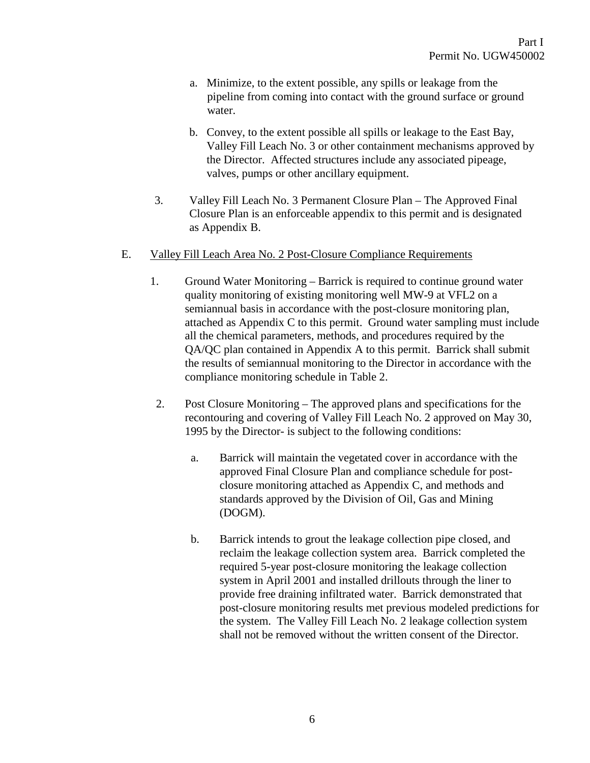a. Minimize, to the extent possible, any spills or leakage from the pipeline from coming into contact with the ground surface or ground water.

b. Convey, to the extent possible all spills or leakage to the East Bay, Valley Fill Leach No. 3 or other containment mechanisms approved by the Director. Affected structures include any associated pipeage, valves, pumps or other ancillary equipment.

3. Valley Fill Leach No. 3 Permanent Closure Plan – The Approved Final Closure Plan is an enforceable appendix to this permit and is designated as Appendix B.

E. Valley Fill Leach Area No. 2 Post-Closure Compliance Requirements

1. Ground Water Monitoring – Barrick is required to continue ground water quality monitoring of existing monitoring well MW-9 at VFL2 on a semiannual basis in accordance with the post-closure monitoring plan, attached as Appendix C to this permit. Ground water sampling must include all the chemical parameters, methods, and procedures required by the QA/QC plan contained in Appendix A to this permit. Barrick shall submit the results of semiannual monitoring to the Director in accordance with the compliance monitoring schedule in Table 2.

2. Post Closure Monitoring – The approved plans and specifications for the recontouring and covering of Valley Fill Leach No. 2 approved on May 30, 1995 by the Director- is subject to the following conditions:

   a. Barrick will maintain the vegetated cover in accordance with the approved Final Closure Plan and compliance schedule for post-closure monitoring attached as Appendix C, and methods and standards approved by the Division of Oil, Gas and Mining (DOGM).

   b. Barrick intends to grout the leakage collection pipe closed, and reclaim the leakage collection system area. Barrick completed the required 5-year post-closure monitoring the leakage collection system in April 2001 and installed drillouts through the liner to provide free draining infiltrated water. Barrick demonstrated that post-closure monitoring results met previous modeled predictions for the system. The Valley Fill Leach No. 2 leakage collection system shall not be removed without the written consent of the Director.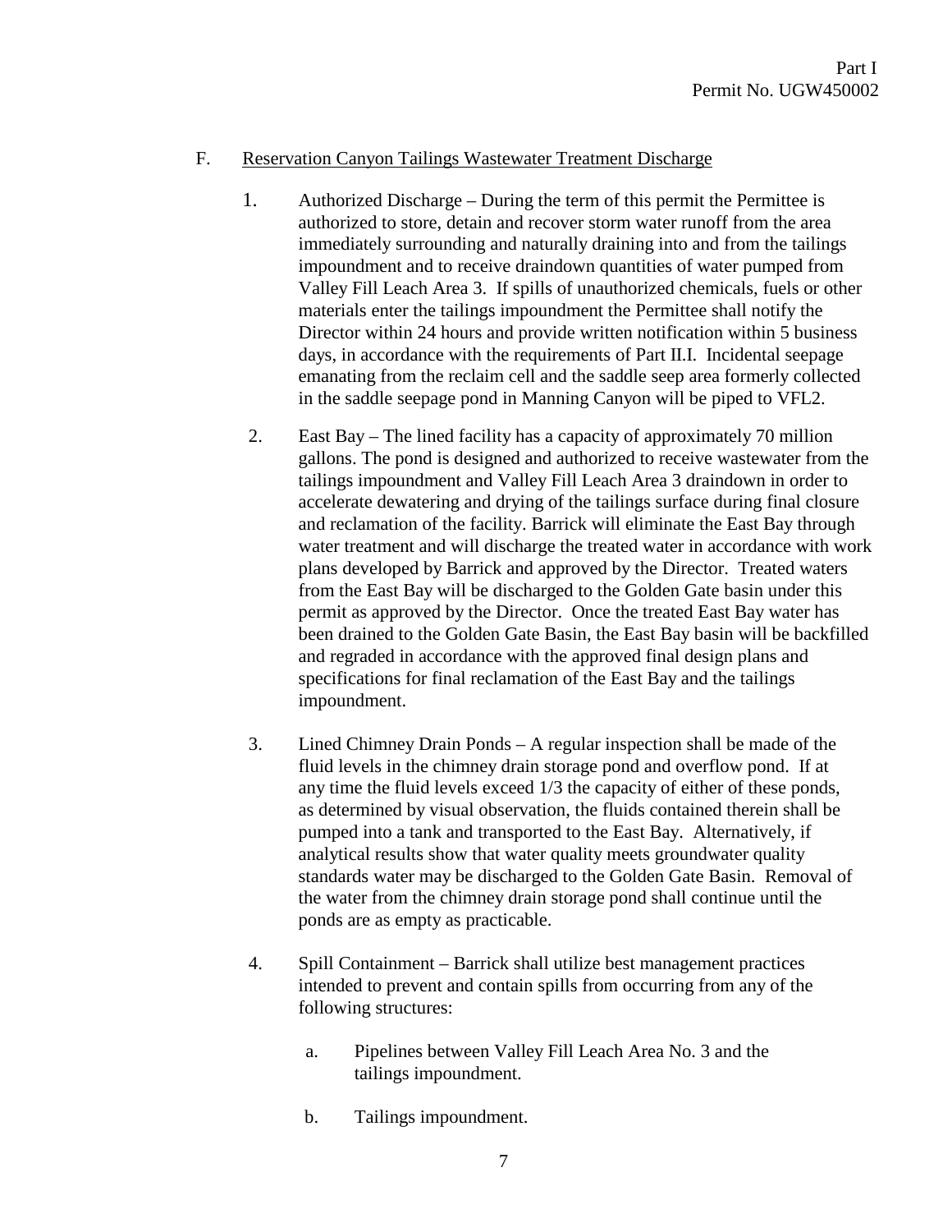F. <u>Reservation Canyon Tailings Wastewater Treatment Discharge</u>

1. Authorized Discharge – During the term of this permit the Permittee is authorized to store, detain and recover storm water runoff from the area immediately surrounding and naturally draining into and from the tailings impoundment and to receive draindown quantities of water pumped from Valley Fill Leach Area 3. If spills of unauthorized chemicals, fuels or other materials enter the tailings impoundment the Permittee shall notify the Director within 24 hours and provide written notification within 5 business days, in accordance with the requirements of Part II.I. Incidental seepage emanating from the reclaim cell and the saddle seep area formerly collected in the saddle seepage pond in Manning Canyon will be piped to VFL2.

2. East Bay – The lined facility has a capacity of approximately 70 million gallons. The pond is designed and authorized to receive wastewater from the tailings impoundment and Valley Fill Leach Area 3 draindown in order to accelerate dewatering and drying of the tailings surface during final closure and reclamation of the facility. Barrick will eliminate the East Bay through water treatment and will discharge the treated water in accordance with work plans developed by Barrick and approved by the Director. Treated waters from the East Bay will be discharged to the Golden Gate basin under this permit as approved by the Director. Once the treated East Bay water has been drained to the Golden Gate Basin, the East Bay basin will be backfilled and regraded in accordance with the approved final design plans and specifications for final reclamation of the East Bay and the tailings impoundment.

3. Lined Chimney Drain Ponds – A regular inspection shall be made of the fluid levels in the chimney drain storage pond and overflow pond. If at any time the fluid levels exceed 1/3 the capacity of either of these ponds, as determined by visual observation, the fluids contained therein shall be pumped into a tank and transported to the East Bay. Alternatively, if analytical results show that water quality meets groundwater quality standards water may be discharged to the Golden Gate Basin. Removal of the water from the chimney drain storage pond shall continue until the ponds are as empty as practicable.

4. Spill Containment – Barrick shall utilize best management practices intended to prevent and contain spills from occurring from any of the following structures:

   a. Pipelines between Valley Fill Leach Area No. 3 and the tailings impoundment.

   b. Tailings impoundment.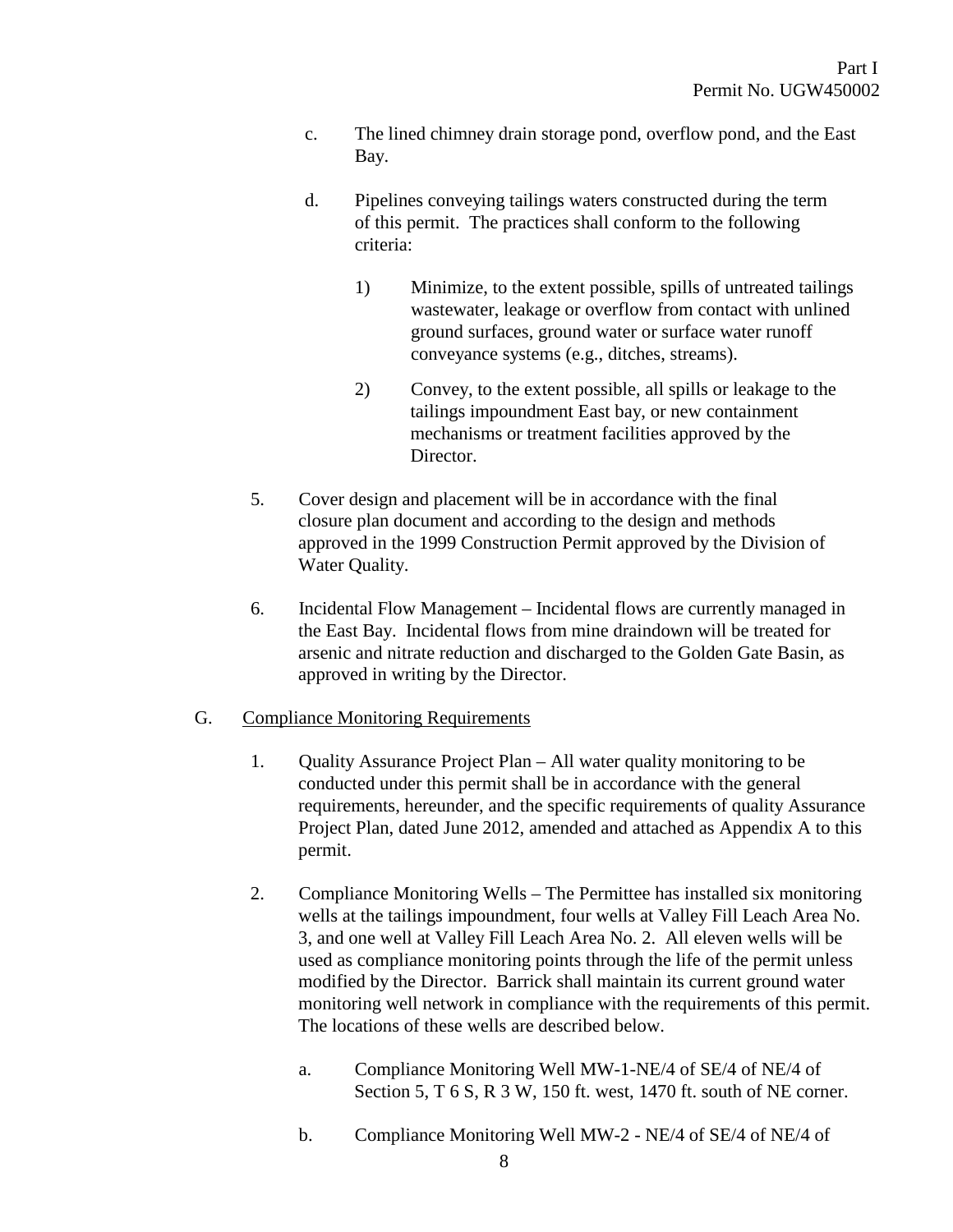c. The lined chimney drain storage pond, overflow pond, and the East Bay.

d. Pipelines conveying tailings waters constructed during the term of this permit. The practices shall conform to the following criteria:

   1) Minimize, to the extent possible, spills of untreated tailings wastewater, leakage or overflow from contact with unlined ground surfaces, ground water or surface water runoff conveyance systems (e.g., ditches, streams).

   2) Convey, to the extent possible, all spills or leakage to the tailings impoundment East bay, or new containment mechanisms or treatment facilities approved by the Director.

5. Cover design and placement will be in accordance with the final closure plan document and according to the design and methods approved in the 1999 Construction Permit approved by the Division of Water Quality.

6. Incidental Flow Management – Incidental flows are currently managed in the East Bay. Incidental flows from mine draindown will be treated for arsenic and nitrate reduction and discharged to the Golden Gate Basin, as approved in writing by the Director.

G. <u>Compliance Monitoring Requirements</u>

1. Quality Assurance Project Plan – All water quality monitoring to be conducted under this permit shall be in accordance with the general requirements, hereunder, and the specific requirements of quality Assurance Project Plan, dated June 2012, amended and attached as Appendix A to this permit.

2. Compliance Monitoring Wells – The Permittee has installed six monitoring wells at the tailings impoundment, four wells at Valley Fill Leach Area No. 3, and one well at Valley Fill Leach Area No. 2. All eleven wells will be used as compliance monitoring points through the life of the permit unless modified by the Director. Barrick shall maintain its current ground water monitoring well network in compliance with the requirements of this permit. The locations of these wells are described below.

   a. Compliance Monitoring Well MW-1-NE/4 of SE/4 of NE/4 of Section 5, T 6 S, R 3 W, 150 ft. west, 1470 ft. south of NE corner.

   b. Compliance Monitoring Well MW-2 - NE/4 of SE/4 of NE/4 of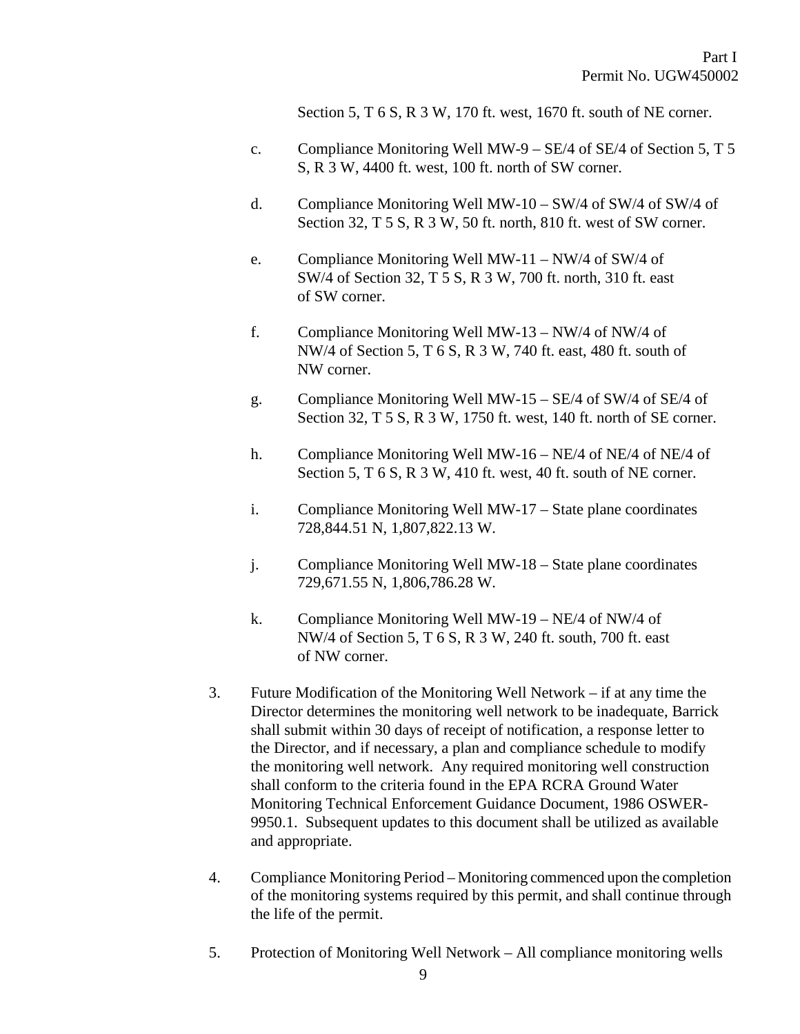Section 5, T 6 S, R 3 W, 170 ft. west, 1670 ft. south of NE corner.

c. Compliance Monitoring Well MW-9 – SE/4 of SE/4 of Section 5, T 5 S, R 3 W, 4400 ft. west, 100 ft. north of SW corner.

d. Compliance Monitoring Well MW-10 – SW/4 of SW/4 of SW/4 of Section 32, T 5 S, R 3 W, 50 ft. north, 810 ft. west of SW corner.

e. Compliance Monitoring Well MW-11 – NW/4 of SW/4 of SW/4 of Section 32, T 5 S, R 3 W, 700 ft. north, 310 ft. east of SW corner.

f. Compliance Monitoring Well MW-13 – NW/4 of NW/4 of NW/4 of Section 5, T 6 S, R 3 W, 740 ft. east, 480 ft. south of NW corner.

g. Compliance Monitoring Well MW-15 – SE/4 of SW/4 of SE/4 of Section 32, T 5 S, R 3 W, 1750 ft. west, 140 ft. north of SE corner.

h. Compliance Monitoring Well MW-16 – NE/4 of NE/4 of NE/4 of Section 5, T 6 S, R 3 W, 410 ft. west, 40 ft. south of NE corner.

i. Compliance Monitoring Well MW-17 – State plane coordinates 728,844.51 N, 1,807,822.13 W.

j. Compliance Monitoring Well MW-18 – State plane coordinates 729,671.55 N, 1,806,786.28 W.

k. Compliance Monitoring Well MW-19 – NE/4 of NW/4 of NW/4 of Section 5, T 6 S, R 3 W, 240 ft. south, 700 ft. east of NW corner.

3. Future Modification of the Monitoring Well Network – if at any time the Director determines the monitoring well network to be inadequate, Barrick shall submit within 30 days of receipt of notification, a response letter to the Director, and if necessary, a plan and compliance schedule to modify the monitoring well network. Any required monitoring well construction shall conform to the criteria found in the EPA RCRA Ground Water Monitoring Technical Enforcement Guidance Document, 1986 OSWER-9950.1. Subsequent updates to this document shall be utilized as available and appropriate.

4. Compliance Monitoring Period – Monitoring commenced upon the completion of the monitoring systems required by this permit, and shall continue through the life of the permit.

5. Protection of Monitoring Well Network – All compliance monitoring wells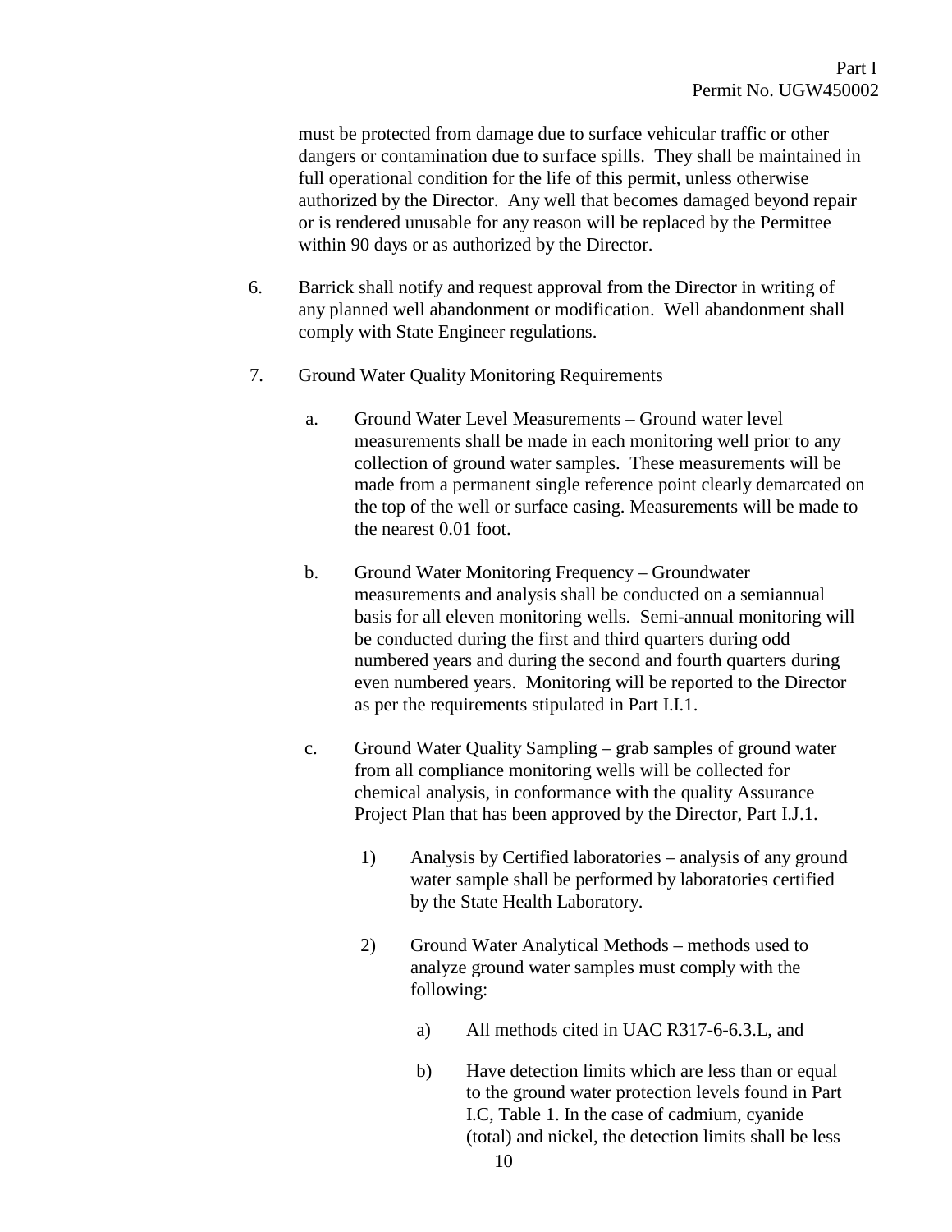must be protected from damage due to surface vehicular traffic or other dangers or contamination due to surface spills. They shall be maintained in full operational condition for the life of this permit, unless otherwise authorized by the Director. Any well that becomes damaged beyond repair or is rendered unusable for any reason will be replaced by the Permittee within 90 days or as authorized by the Director.

6. Barrick shall notify and request approval from the Director in writing of any planned well abandonment or modification. Well abandonment shall comply with State Engineer regulations.

7. Ground Water Quality Monitoring Requirements

   a. Ground Water Level Measurements – Ground water level measurements shall be made in each monitoring well prior to any collection of ground water samples. These measurements will be made from a permanent single reference point clearly demarcated on the top of the well or surface casing. Measurements will be made to the nearest 0.01 foot.

   b. Ground Water Monitoring Frequency – Groundwater measurements and analysis shall be conducted on a semiannual basis for all eleven monitoring wells. Semi-annual monitoring will be conducted during the first and third quarters during odd numbered years and during the second and fourth quarters during even numbered years. Monitoring will be reported to the Director as per the requirements stipulated in Part I.I.1.

   c. Ground Water Quality Sampling – grab samples of ground water from all compliance monitoring wells will be collected for chemical analysis, in conformance with the quality Assurance Project Plan that has been approved by the Director, Part I.J.1.

      1) Analysis by Certified laboratories – analysis of any ground water sample shall be performed by laboratories certified by the State Health Laboratory.

      2) Ground Water Analytical Methods – methods used to analyze ground water samples must comply with the following:

         a) All methods cited in UAC R317-6-6.3.L, and

         b) Have detection limits which are less than or equal to the ground water protection levels found in Part I.C, Table 1. In the case of cadmium, cyanide (total) and nickel, the detection limits shall be less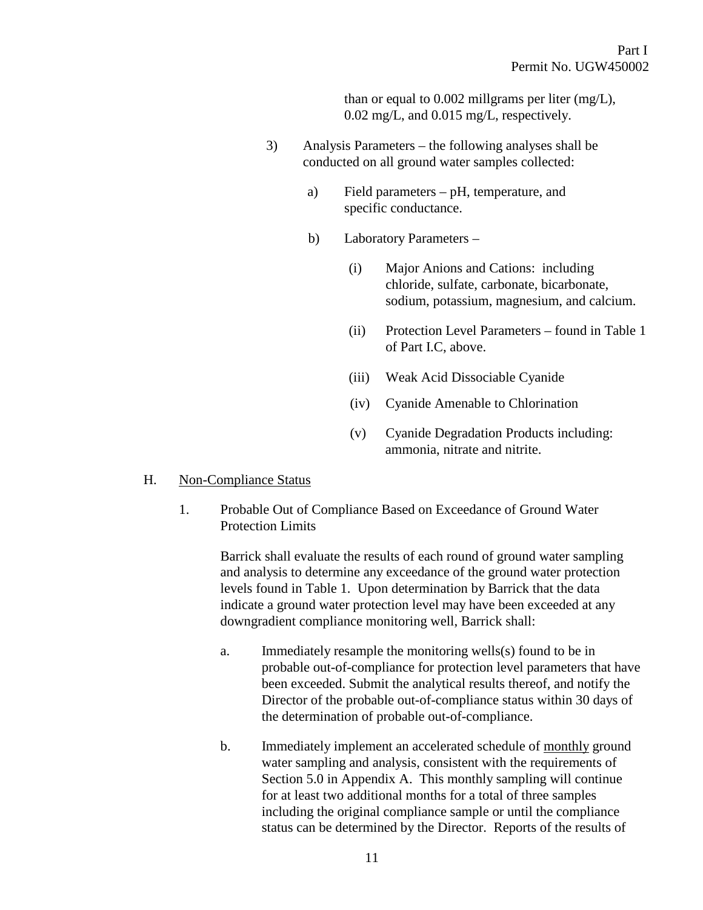than or equal to 0.002 millgrams per liter (mg/L), 0.02 mg/L, and 0.015 mg/L, respectively.

3) Analysis Parameters – the following analyses shall be conducted on all ground water samples collected:

   a) Field parameters – pH, temperature, and specific conductance.

   b) Laboratory Parameters –

      (i) Major Anions and Cations: including chloride, sulfate, carbonate, bicarbonate, sodium, potassium, magnesium, and calcium.

      (ii) Protection Level Parameters – found in Table 1 of Part I.C, above.

      (iii) Weak Acid Dissociable Cyanide

      (iv) Cyanide Amenable to Chlorination

      (v) Cyanide Degradation Products including: ammonia, nitrate and nitrite.

H. Non-Compliance Status

1. Probable Out of Compliance Based on Exceedance of Ground Water Protection Limits

   Barrick shall evaluate the results of each round of ground water sampling and analysis to determine any exceedance of the ground water protection levels found in Table 1. Upon determination by Barrick that the data indicate a ground water protection level may have been exceeded at any downgradient compliance monitoring well, Barrick shall:

   a. Immediately resample the monitoring wells(s) found to be in probable out-of-compliance for protection level parameters that have been exceeded. Submit the analytical results thereof, and notify the Director of the probable out-of-compliance status within 30 days of the determination of probable out-of-compliance.

   b. Immediately implement an accelerated schedule of monthly ground water sampling and analysis, consistent with the requirements of Section 5.0 in Appendix A. This monthly sampling will continue for at least two additional months for a total of three samples including the original compliance sample or until the compliance status can be determined by the Director. Reports of the results of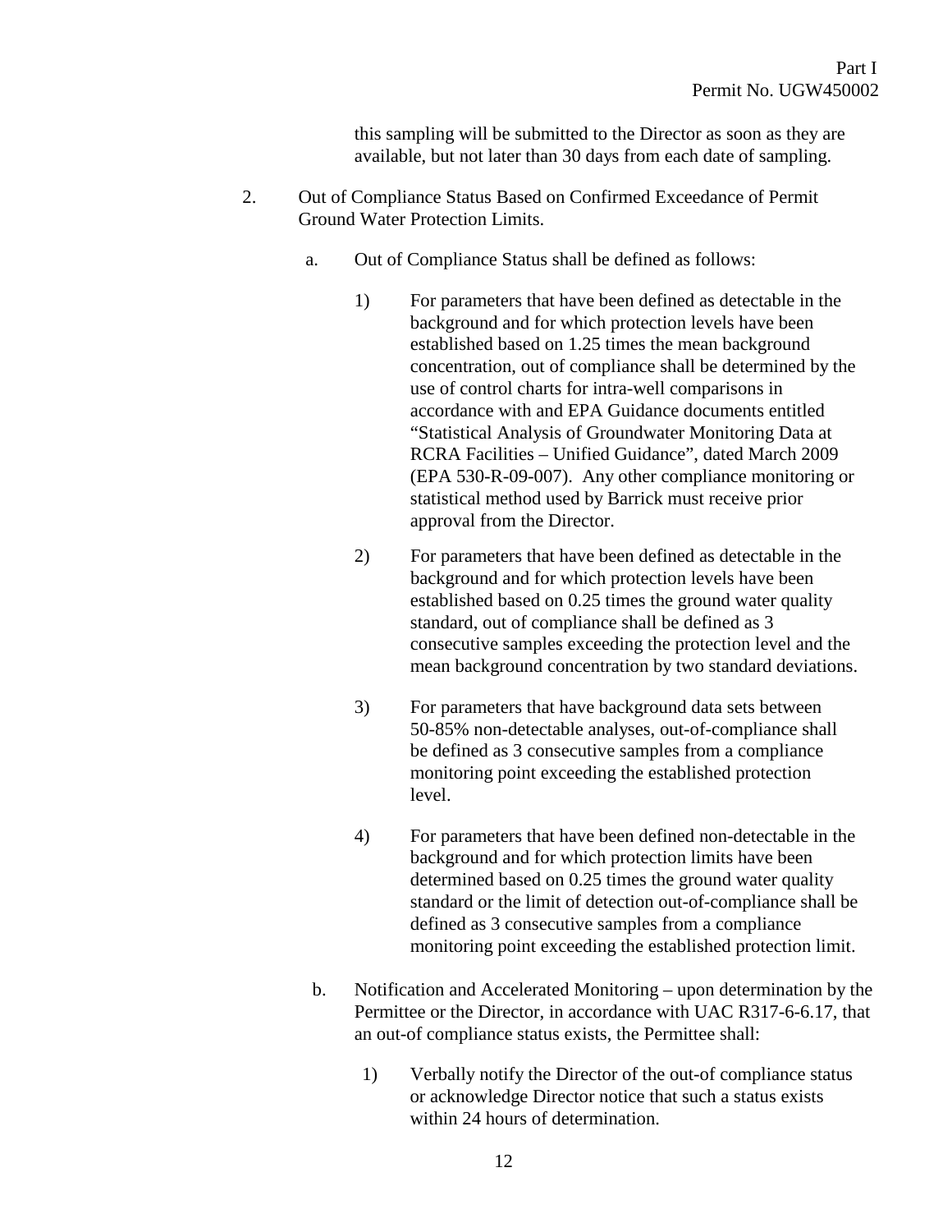this sampling will be submitted to the Director as soon as they are available, but not later than 30 days from each date of sampling.

2. Out of Compliance Status Based on Confirmed Exceedance of Permit Ground Water Protection Limits.

   a. Out of Compliance Status shall be defined as follows:

      1) For parameters that have been defined as detectable in the background and for which protection levels have been established based on 1.25 times the mean background concentration, out of compliance shall be determined by the use of control charts for intra-well comparisons in accordance with and EPA Guidance documents entitled "Statistical Analysis of Groundwater Monitoring Data at RCRA Facilities – Unified Guidance", dated March 2009 (EPA 530-R-09-007). Any other compliance monitoring or statistical method used by Barrick must receive prior approval from the Director.

      2) For parameters that have been defined as detectable in the background and for which protection levels have been established based on 0.25 times the ground water quality standard, out of compliance shall be defined as 3 consecutive samples exceeding the protection level and the mean background concentration by two standard deviations.

      3) For parameters that have background data sets between 50-85% non-detectable analyses, out-of-compliance shall be defined as 3 consecutive samples from a compliance monitoring point exceeding the established protection level.

      4) For parameters that have been defined non-detectable in the background and for which protection limits have been determined based on 0.25 times the ground water quality standard or the limit of detection out-of-compliance shall be defined as 3 consecutive samples from a compliance monitoring point exceeding the established protection limit.

   b. Notification and Accelerated Monitoring – upon determination by the Permittee or the Director, in accordance with UAC R317-6-6.17, that an out-of compliance status exists, the Permittee shall:

      1) Verbally notify the Director of the out-of compliance status or acknowledge Director notice that such a status exists within 24 hours of determination.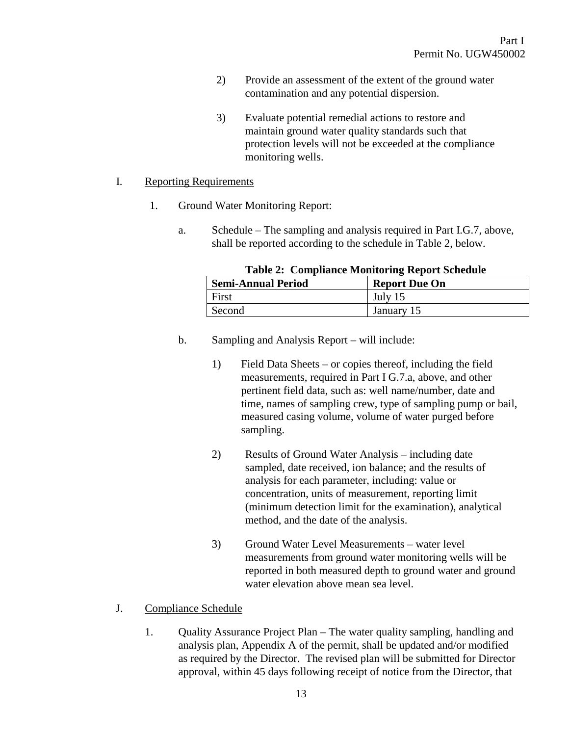2) Provide an assessment of the extent of the ground water contamination and any potential dispersion.

3) Evaluate potential remedial actions to restore and maintain ground water quality standards such that protection levels will not be exceeded at the compliance monitoring wells.

## I. Reporting Requirements

1. Ground Water Monitoring Report:

   a. Schedule – The sampling and analysis required in Part I.G.7, above, shall be reported according to the schedule in Table 2, below.

**Table 2: Compliance Monitoring Report Schedule**

| Semi-Annual Period | Report Due On |
|---|---|
| First | July 15 |
| Second | January 15 |

   b. Sampling and Analysis Report – will include:

      1) Field Data Sheets – or copies thereof, including the field measurements, required in Part I G.7.a, above, and other pertinent field data, such as: well name/number, date and time, names of sampling crew, type of sampling pump or bail, measured casing volume, volume of water purged before sampling.

      2) Results of Ground Water Analysis – including date sampled, date received, ion balance; and the results of analysis for each parameter, including: value or concentration, units of measurement, reporting limit (minimum detection limit for the examination), analytical method, and the date of the analysis.

      3) Ground Water Level Measurements – water level measurements from ground water monitoring wells will be reported in both measured depth to ground water and ground water elevation above mean sea level.

## J. Compliance Schedule

1. Quality Assurance Project Plan – The water quality sampling, handling and analysis plan, Appendix A of the permit, shall be updated and/or modified as required by the Director. The revised plan will be submitted for Director approval, within 45 days following receipt of notice from the Director, that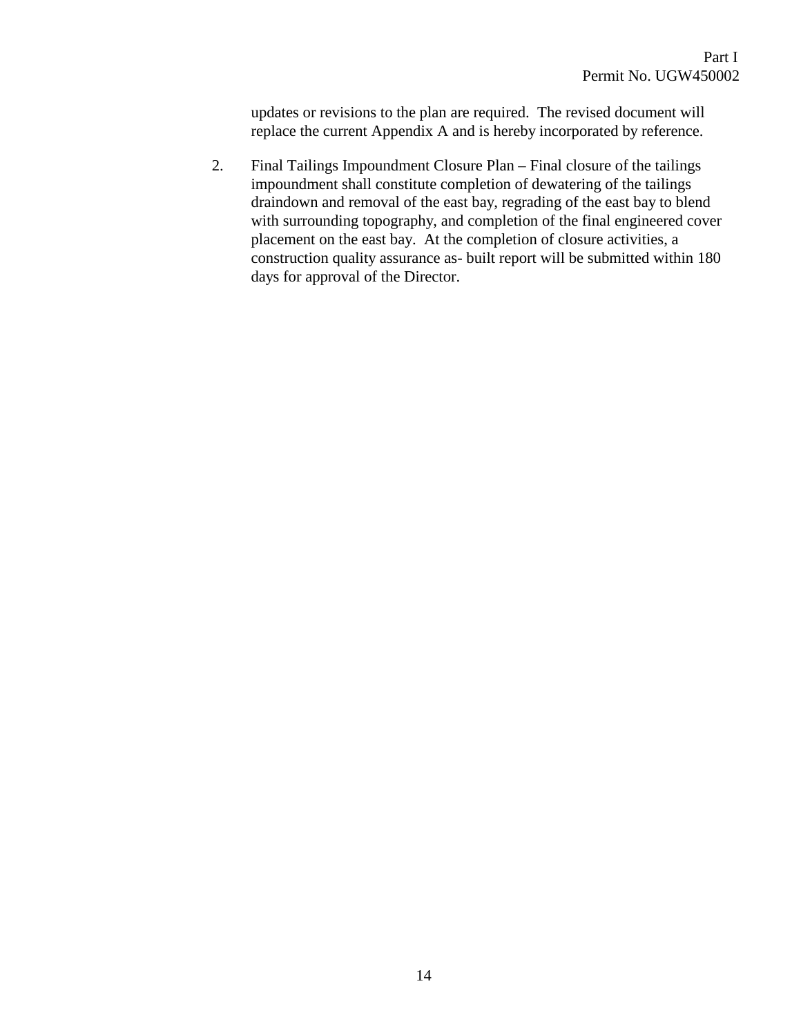updates or revisions to the plan are required. The revised document will replace the current Appendix A and is hereby incorporated by reference.

2. Final Tailings Impoundment Closure Plan – Final closure of the tailings impoundment shall constitute completion of dewatering of the tailings draindown and removal of the east bay, regrading of the east bay to blend with surrounding topography, and completion of the final engineered cover placement on the east bay. At the completion of closure activities, a construction quality assurance as- built report will be submitted within 180 days for approval of the Director.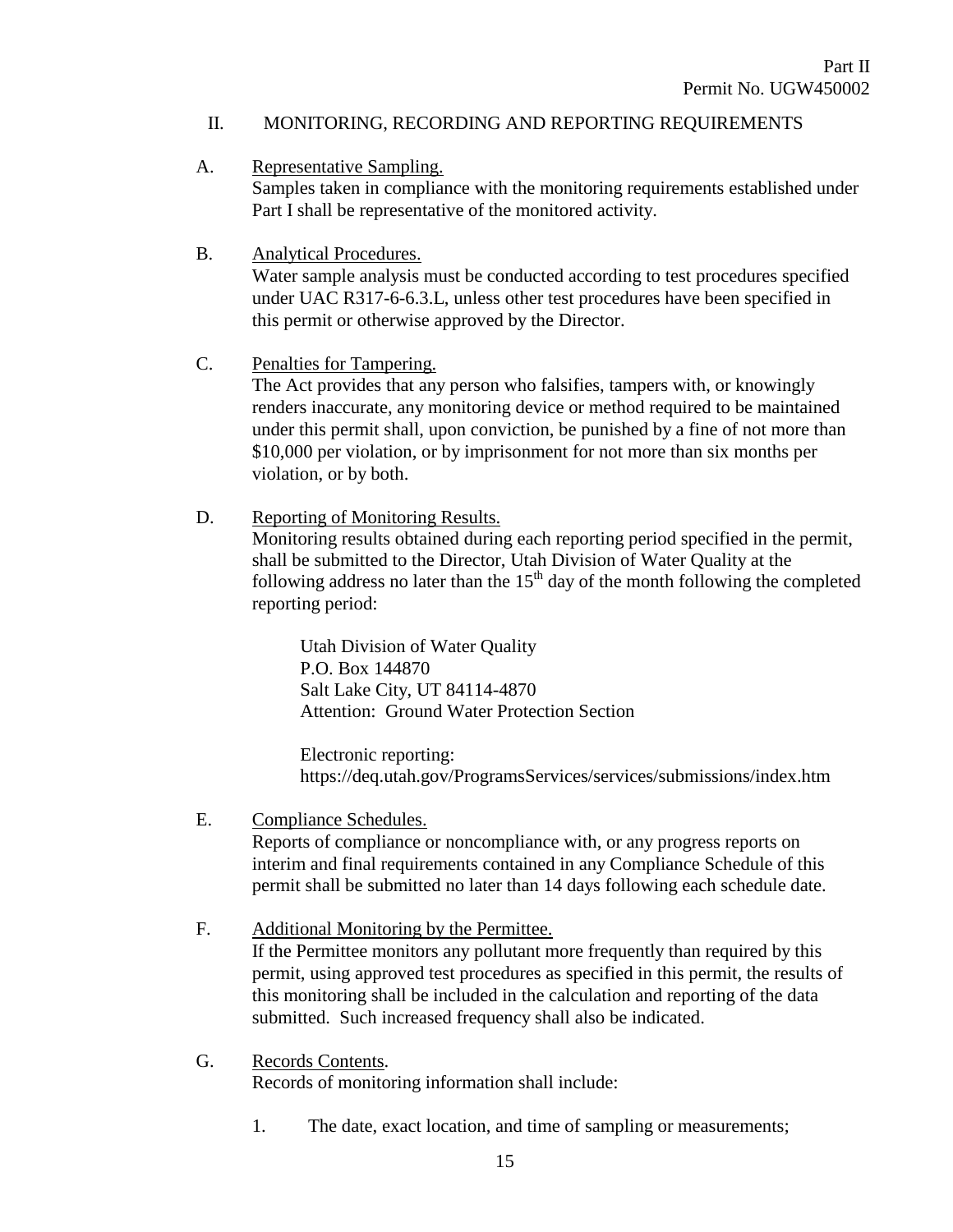## II. MONITORING, RECORDING AND REPORTING REQUIREMENTS

A. Representative Sampling.
Samples taken in compliance with the monitoring requirements established under Part I shall be representative of the monitored activity.

B. Analytical Procedures.
Water sample analysis must be conducted according to test procedures specified under UAC R317-6-6.3.L, unless other test procedures have been specified in this permit or otherwise approved by the Director.

C. Penalties for Tampering.
The Act provides that any person who falsifies, tampers with, or knowingly renders inaccurate, any monitoring device or method required to be maintained under this permit shall, upon conviction, be punished by a fine of not more than $10,000 per violation, or by imprisonment for not more than six months per violation, or by both.

D. Reporting of Monitoring Results.
Monitoring results obtained during each reporting period specified in the permit, shall be submitted to the Director, Utah Division of Water Quality at the following address no later than the 15th day of the month following the completed reporting period:

> Utah Division of Water Quality
> P.O. Box 144870
> Salt Lake City, UT 84114-4870
> Attention: Ground Water Protection Section
>
> Electronic reporting:
> https://deq.utah.gov/ProgramsServices/services/submissions/index.htm

E. Compliance Schedules.
Reports of compliance or noncompliance with, or any progress reports on interim and final requirements contained in any Compliance Schedule of this permit shall be submitted no later than 14 days following each schedule date.

F. Additional Monitoring by the Permittee.
If the Permittee monitors any pollutant more frequently than required by this permit, using approved test procedures as specified in this permit, the results of this monitoring shall be included in the calculation and reporting of the data submitted. Such increased frequency shall also be indicated.

G. Records Contents.
Records of monitoring information shall include:

1. The date, exact location, and time of sampling or measurements;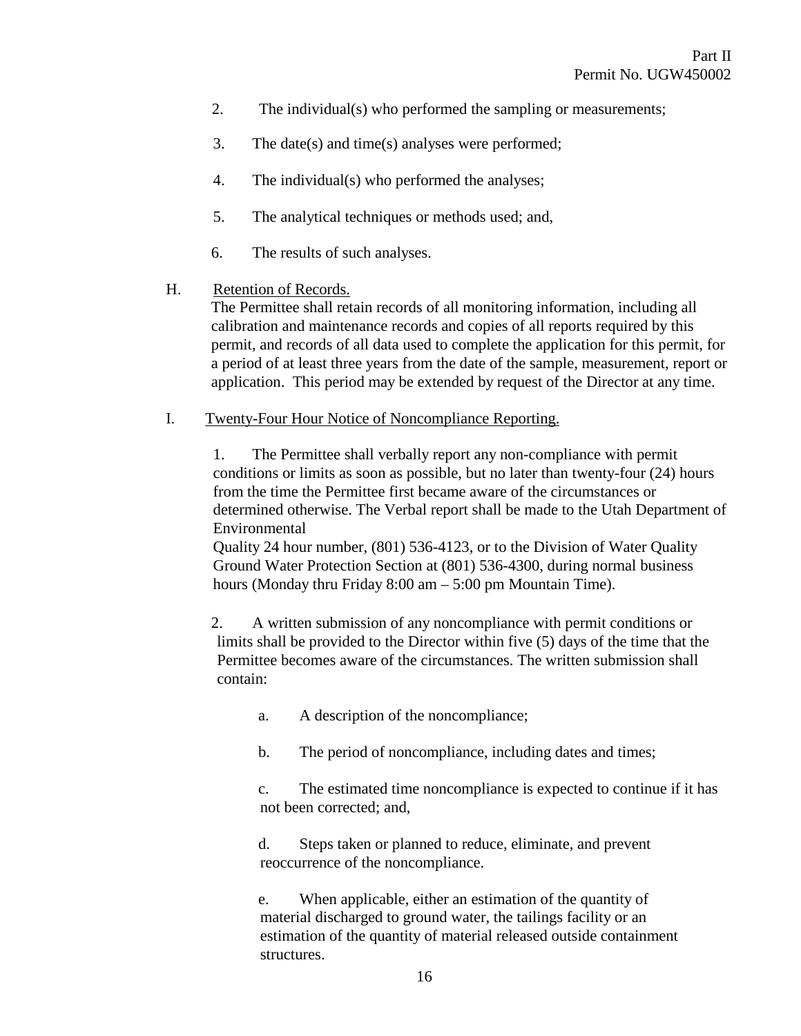2. The individual(s) who performed the sampling or measurements;

3. The date(s) and time(s) analyses were performed;

4. The individual(s) who performed the analyses;

5. The analytical techniques or methods used; and,

6. The results of such analyses.

H. Retention of Records.

The Permittee shall retain records of all monitoring information, including all calibration and maintenance records and copies of all reports required by this permit, and records of all data used to complete the application for this permit, for a period of at least three years from the date of the sample, measurement, report or application. This period may be extended by request of the Director at any time.

I. Twenty-Four Hour Notice of Noncompliance Reporting.

1. The Permittee shall verbally report any non-compliance with permit conditions or limits as soon as possible, but no later than twenty-four (24) hours from the time the Permittee first became aware of the circumstances or determined otherwise. The Verbal report shall be made to the Utah Department of Environmental Quality 24 hour number, (801) 536-4123, or to the Division of Water Quality Ground Water Protection Section at (801) 536-4300, during normal business hours (Monday thru Friday 8:00 am – 5:00 pm Mountain Time).

2. A written submission of any noncompliance with permit conditions or limits shall be provided to the Director within five (5) days of the time that the Permittee becomes aware of the circumstances. The written submission shall contain:

   a. A description of the noncompliance;

   b. The period of noncompliance, including dates and times;

   c. The estimated time noncompliance is expected to continue if it has not been corrected; and,

   d. Steps taken or planned to reduce, eliminate, and prevent reoccurrence of the noncompliance.

   e. When applicable, either an estimation of the quantity of material discharged to ground water, the tailings facility or an estimation of the quantity of material released outside containment structures.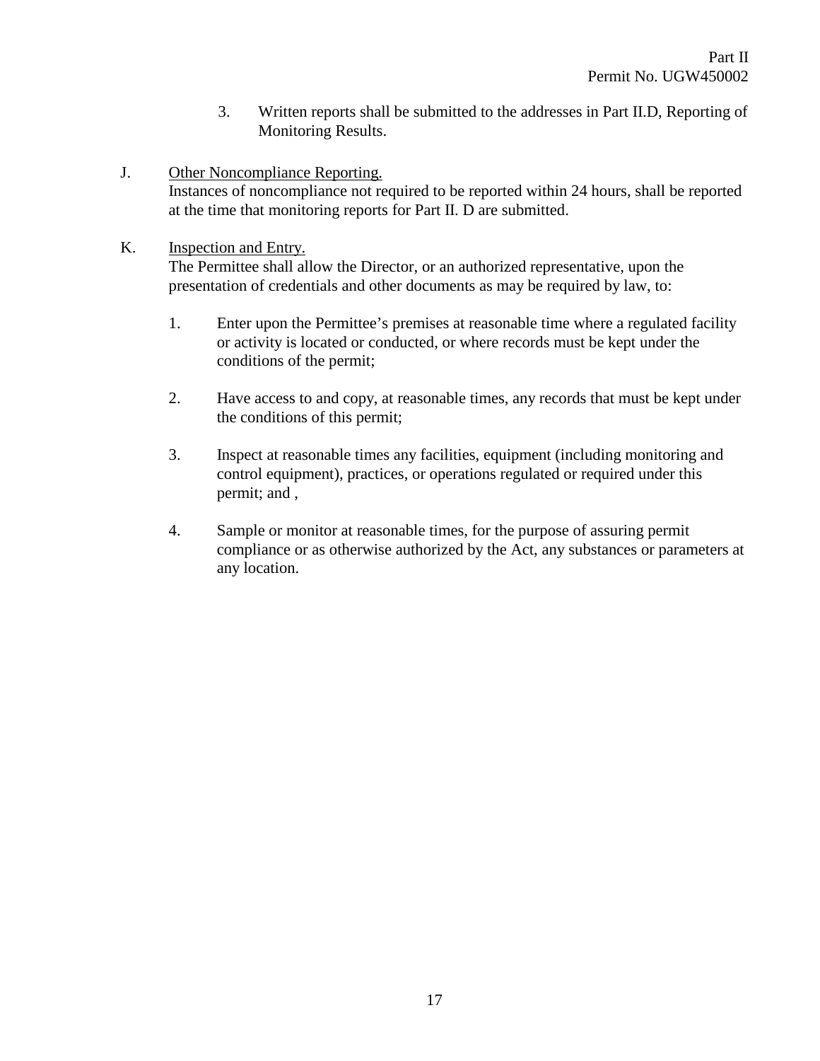3. Written reports shall be submitted to the addresses in Part II.D, Reporting of Monitoring Results.

J. Other Noncompliance Reporting.
Instances of noncompliance not required to be reported within 24 hours, shall be reported at the time that monitoring reports for Part II. D are submitted.

K. Inspection and Entry.
The Permittee shall allow the Director, or an authorized representative, upon the presentation of credentials and other documents as may be required by law, to:

1. Enter upon the Permittee's premises at reasonable time where a regulated facility or activity is located or conducted, or where records must be kept under the conditions of the permit;

2. Have access to and copy, at reasonable times, any records that must be kept under the conditions of this permit;

3. Inspect at reasonable times any facilities, equipment (including monitoring and control equipment), practices, or operations regulated or required under this permit; and ,

4. Sample or monitor at reasonable times, for the purpose of assuring permit compliance or as otherwise authorized by the Act, any substances or parameters at any location.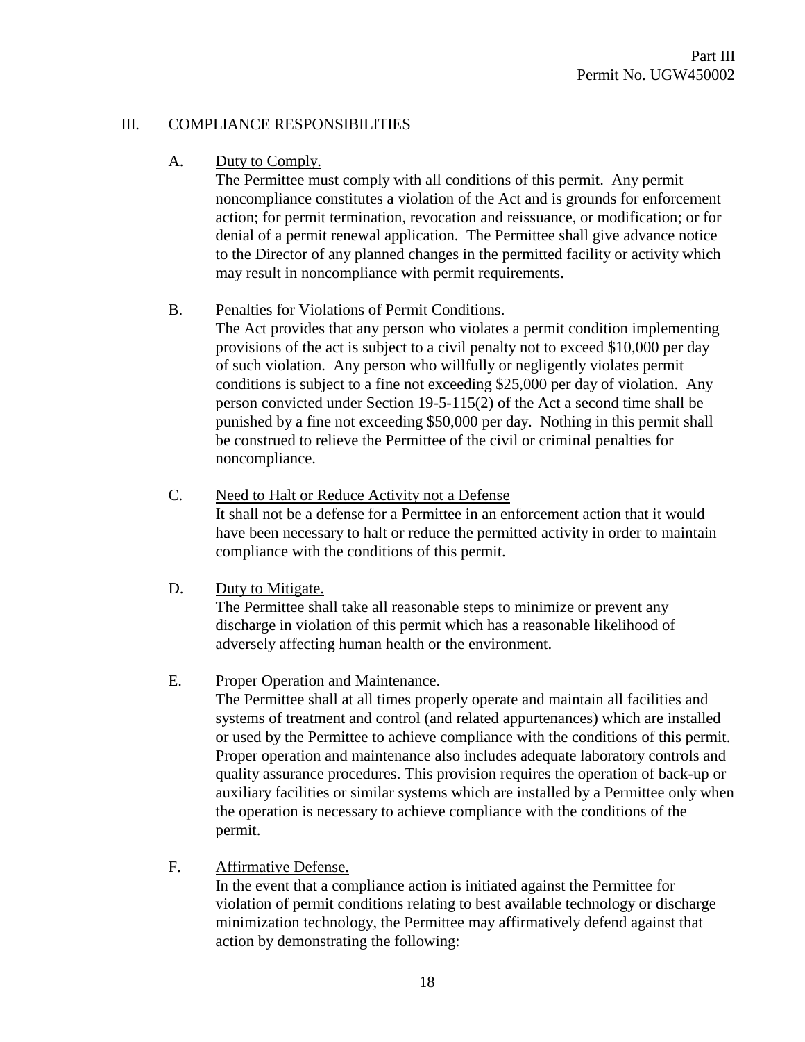## III. COMPLIANCE RESPONSIBILITIES

A. Duty to Comply.

The Permittee must comply with all conditions of this permit. Any permit noncompliance constitutes a violation of the Act and is grounds for enforcement action; for permit termination, revocation and reissuance, or modification; or for denial of a permit renewal application. The Permittee shall give advance notice to the Director of any planned changes in the permitted facility or activity which may result in noncompliance with permit requirements.

B. Penalties for Violations of Permit Conditions.

The Act provides that any person who violates a permit condition implementing provisions of the act is subject to a civil penalty not to exceed $10,000 per day of such violation. Any person who willfully or negligently violates permit conditions is subject to a fine not exceeding $25,000 per day of violation. Any person convicted under Section 19-5-115(2) of the Act a second time shall be punished by a fine not exceeding $50,000 per day. Nothing in this permit shall be construed to relieve the Permittee of the civil or criminal penalties for noncompliance.

C. Need to Halt or Reduce Activity not a Defense

It shall not be a defense for a Permittee in an enforcement action that it would have been necessary to halt or reduce the permitted activity in order to maintain compliance with the conditions of this permit.

D. Duty to Mitigate.

The Permittee shall take all reasonable steps to minimize or prevent any discharge in violation of this permit which has a reasonable likelihood of adversely affecting human health or the environment.

E. Proper Operation and Maintenance.

The Permittee shall at all times properly operate and maintain all facilities and systems of treatment and control (and related appurtenances) which are installed or used by the Permittee to achieve compliance with the conditions of this permit. Proper operation and maintenance also includes adequate laboratory controls and quality assurance procedures. This provision requires the operation of back-up or auxiliary facilities or similar systems which are installed by a Permittee only when the operation is necessary to achieve compliance with the conditions of the permit.

F. Affirmative Defense.

In the event that a compliance action is initiated against the Permittee for violation of permit conditions relating to best available technology or discharge minimization technology, the Permittee may affirmatively defend against that action by demonstrating the following: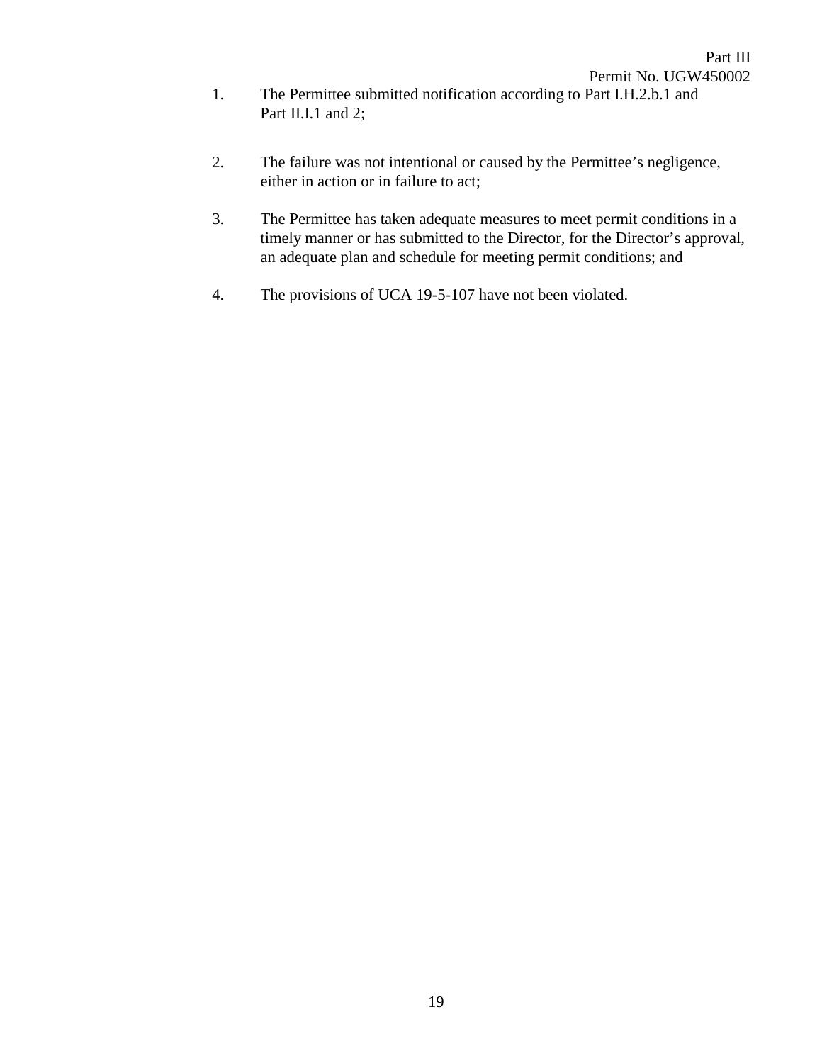1. The Permittee submitted notification according to Part I.H.2.b.1 and Part II.I.1 and 2;

2. The failure was not intentional or caused by the Permittee's negligence, either in action or in failure to act;

3. The Permittee has taken adequate measures to meet permit conditions in a timely manner or has submitted to the Director, for the Director's approval, an adequate plan and schedule for meeting permit conditions; and

4. The provisions of UCA 19-5-107 have not been violated.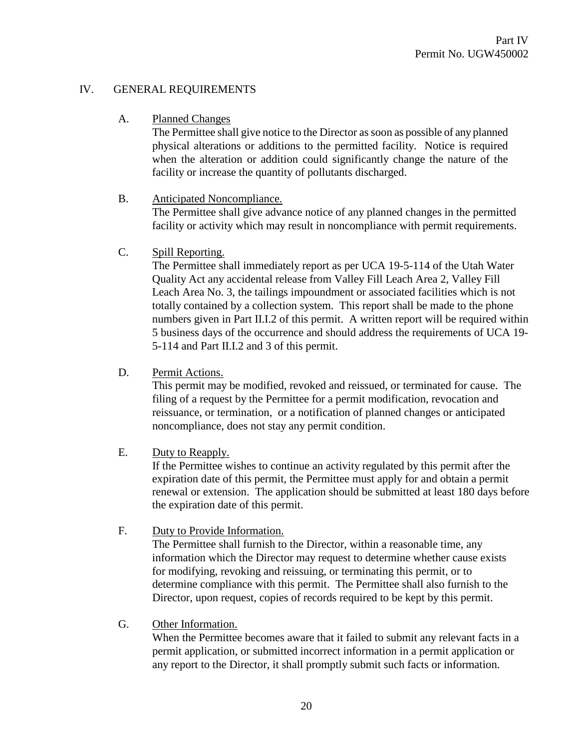## IV. GENERAL REQUIREMENTS

### A. Planned Changes

The Permittee shall give notice to the Director as soon as possible of any planned physical alterations or additions to the permitted facility. Notice is required when the alteration or addition could significantly change the nature of the facility or increase the quantity of pollutants discharged.

### B. Anticipated Noncompliance.

The Permittee shall give advance notice of any planned changes in the permitted facility or activity which may result in noncompliance with permit requirements.

### C. Spill Reporting.

The Permittee shall immediately report as per UCA 19-5-114 of the Utah Water Quality Act any accidental release from Valley Fill Leach Area 2, Valley Fill Leach Area No. 3, the tailings impoundment or associated facilities which is not totally contained by a collection system. This report shall be made to the phone numbers given in Part II.I.2 of this permit. A written report will be required within 5 business days of the occurrence and should address the requirements of UCA 19-5-114 and Part II.I.2 and 3 of this permit.

### D. Permit Actions.

This permit may be modified, revoked and reissued, or terminated for cause. The filing of a request by the Permittee for a permit modification, revocation and reissuance, or termination, or a notification of planned changes or anticipated noncompliance, does not stay any permit condition.

### E. Duty to Reapply.

If the Permittee wishes to continue an activity regulated by this permit after the expiration date of this permit, the Permittee must apply for and obtain a permit renewal or extension. The application should be submitted at least 180 days before the expiration date of this permit.

### F. Duty to Provide Information.

The Permittee shall furnish to the Director, within a reasonable time, any information which the Director may request to determine whether cause exists for modifying, revoking and reissuing, or terminating this permit, or to determine compliance with this permit. The Permittee shall also furnish to the Director, upon request, copies of records required to be kept by this permit.

### G. Other Information.

When the Permittee becomes aware that it failed to submit any relevant facts in a permit application, or submitted incorrect information in a permit application or any report to the Director, it shall promptly submit such facts or information.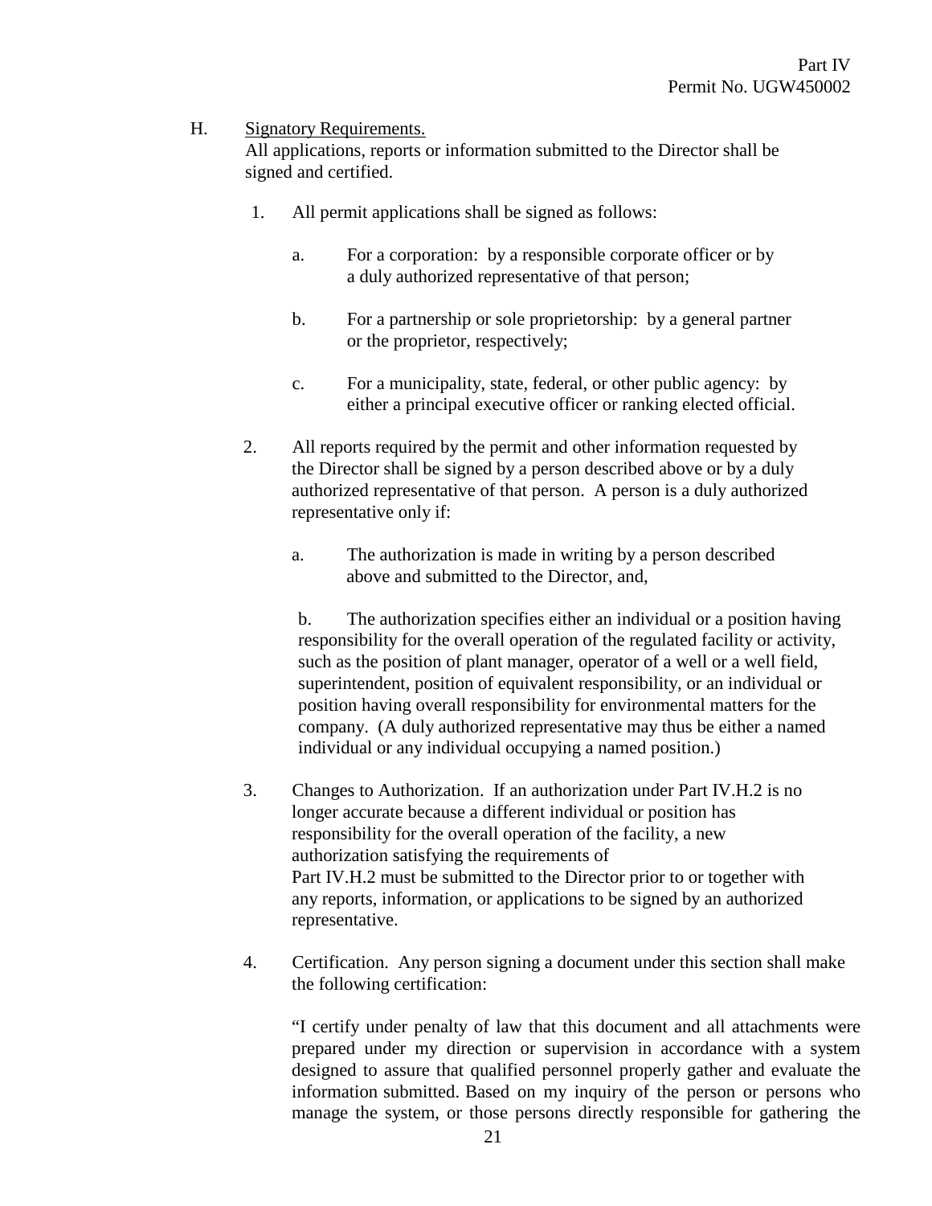H. Signatory Requirements.
All applications, reports or information submitted to the Director shall be signed and certified.

1. All permit applications shall be signed as follows:

   a. For a corporation: by a responsible corporate officer or by a duly authorized representative of that person;

   b. For a partnership or sole proprietorship: by a general partner or the proprietor, respectively;

   c. For a municipality, state, federal, or other public agency: by either a principal executive officer or ranking elected official.

2. All reports required by the permit and other information requested by the Director shall be signed by a person described above or by a duly authorized representative of that person. A person is a duly authorized representative only if:

   a. The authorization is made in writing by a person described above and submitted to the Director, and,

   b. The authorization specifies either an individual or a position having responsibility for the overall operation of the regulated facility or activity, such as the position of plant manager, operator of a well or a well field, superintendent, position of equivalent responsibility, or an individual or position having overall responsibility for environmental matters for the company. (A duly authorized representative may thus be either a named individual or any individual occupying a named position.)

3. Changes to Authorization. If an authorization under Part IV.H.2 is no longer accurate because a different individual or position has responsibility for the overall operation of the facility, a new authorization satisfying the requirements of Part IV.H.2 must be submitted to the Director prior to or together with any reports, information, or applications to be signed by an authorized representative.

4. Certification. Any person signing a document under this section shall make the following certification:

   "I certify under penalty of law that this document and all attachments were prepared under my direction or supervision in accordance with a system designed to assure that qualified personnel properly gather and evaluate the information submitted. Based on my inquiry of the person or persons who manage the system, or those persons directly responsible for gathering the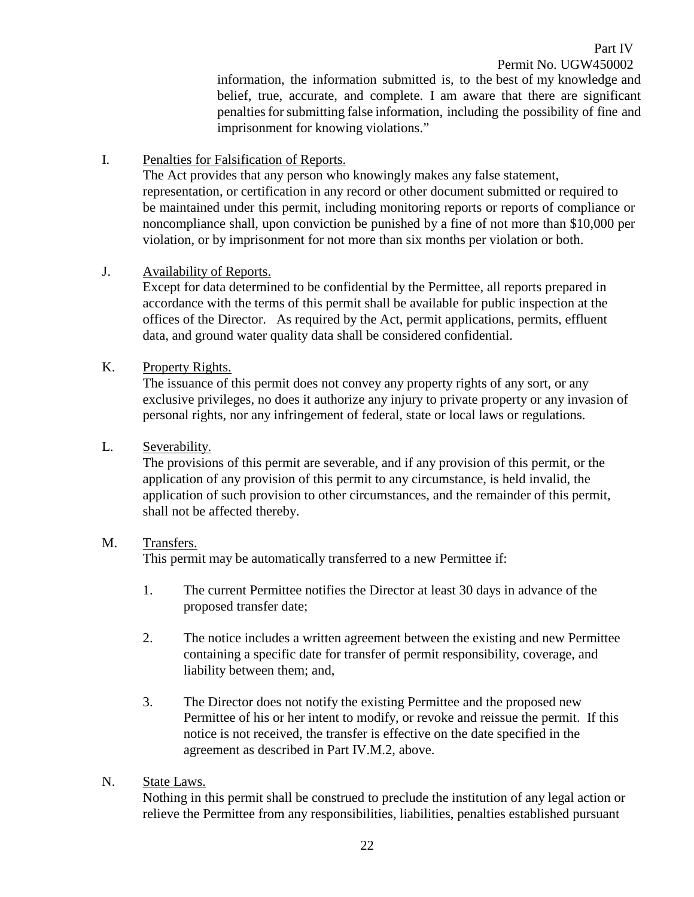information, the information submitted is, to the best of my knowledge and belief, true, accurate, and complete. I am aware that there are significant penalties for submitting false information, including the possibility of fine and imprisonment for knowing violations."

I. Penalties for Falsification of Reports.
The Act provides that any person who knowingly makes any false statement, representation, or certification in any record or other document submitted or required to be maintained under this permit, including monitoring reports or reports of compliance or noncompliance shall, upon conviction be punished by a fine of not more than $10,000 per violation, or by imprisonment for not more than six months per violation or both.

J. Availability of Reports.
Except for data determined to be confidential by the Permittee, all reports prepared in accordance with the terms of this permit shall be available for public inspection at the offices of the Director. As required by the Act, permit applications, permits, effluent data, and ground water quality data shall be considered confidential.

K. Property Rights.
The issuance of this permit does not convey any property rights of any sort, or any exclusive privileges, no does it authorize any injury to private property or any invasion of personal rights, nor any infringement of federal, state or local laws or regulations.

L. Severability.
The provisions of this permit are severable, and if any provision of this permit, or the application of any provision of this permit to any circumstance, is held invalid, the application of such provision to other circumstances, and the remainder of this permit, shall not be affected thereby.

M. Transfers.
This permit may be automatically transferred to a new Permittee if:

1. The current Permittee notifies the Director at least 30 days in advance of the proposed transfer date;

2. The notice includes a written agreement between the existing and new Permittee containing a specific date for transfer of permit responsibility, coverage, and liability between them; and,

3. The Director does not notify the existing Permittee and the proposed new Permittee of his or her intent to modify, or revoke and reissue the permit. If this notice is not received, the transfer is effective on the date specified in the agreement as described in Part IV.M.2, above.

N. State Laws.
Nothing in this permit shall be construed to preclude the institution of any legal action or relieve the Permittee from any responsibilities, liabilities, penalties established pursuant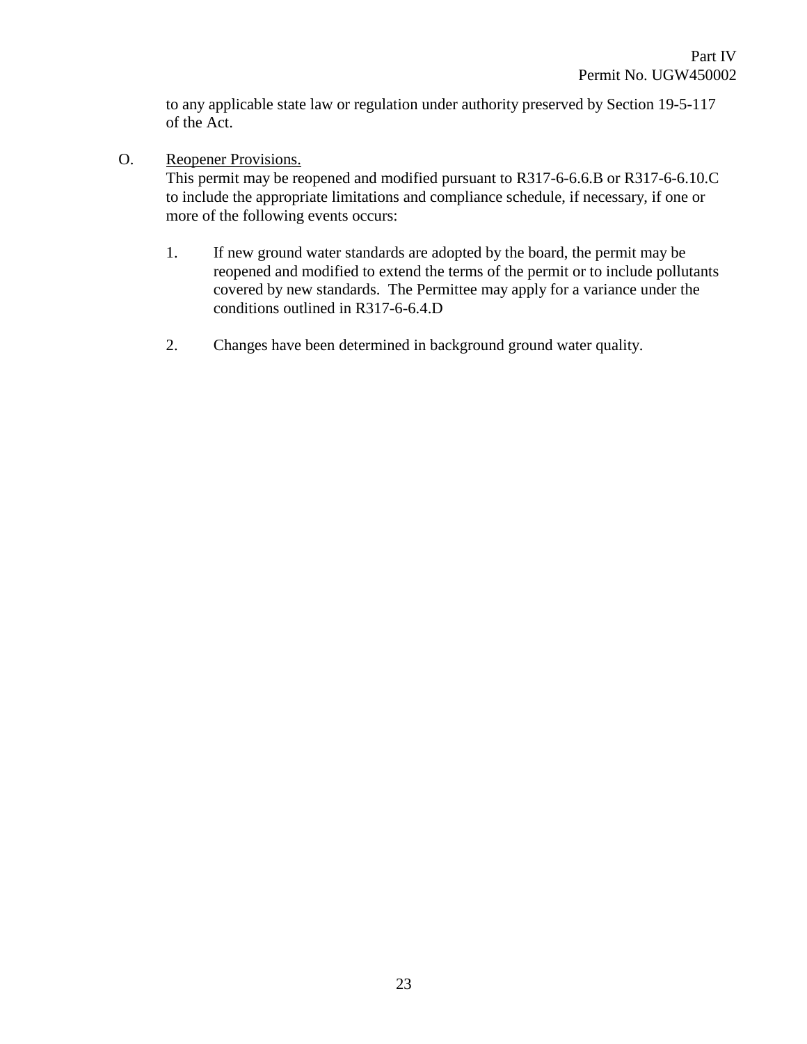to any applicable state law or regulation under authority preserved by Section 19-5-117 of the Act.

O. Reopener Provisions.
This permit may be reopened and modified pursuant to R317-6-6.6.B or R317-6-6.10.C to include the appropriate limitations and compliance schedule, if necessary, if one or more of the following events occurs:

1. If new ground water standards are adopted by the board, the permit may be reopened and modified to extend the terms of the permit or to include pollutants covered by new standards. The Permittee may apply for a variance under the conditions outlined in R317-6-6.4.D

2. Changes have been determined in background ground water quality.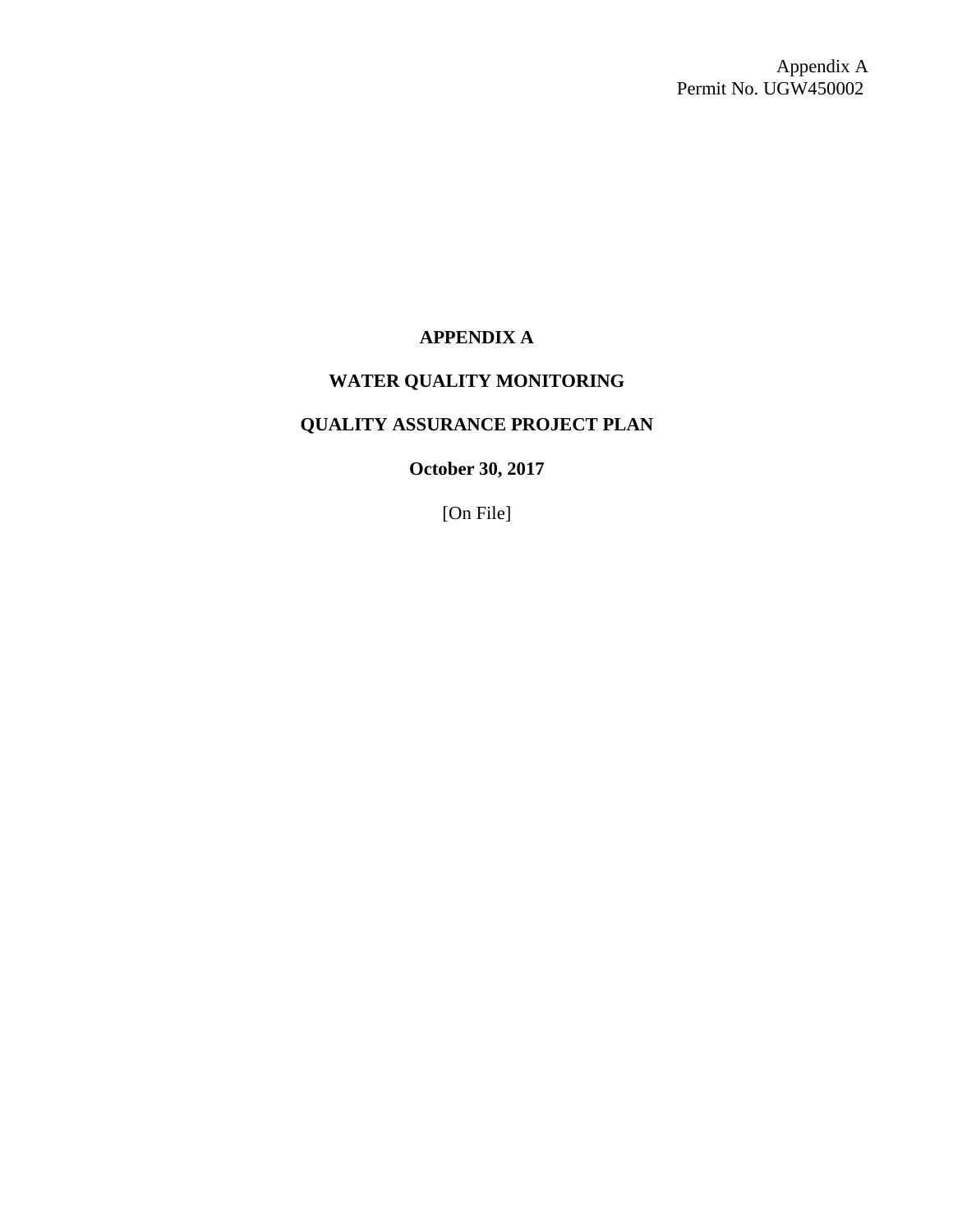Appendix A
Permit No. UGW450002

# APPENDIX A

## WATER QUALITY MONITORING

## QUALITY ASSURANCE PROJECT PLAN

**October 30, 2017**

[On File]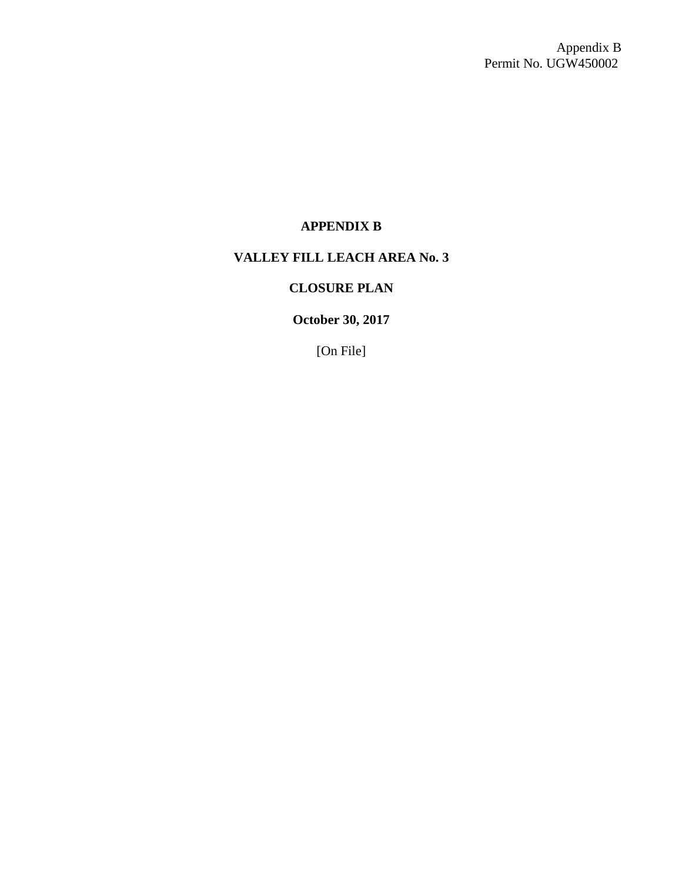# APPENDIX B

## VALLEY FILL LEACH AREA No. 3

## CLOSURE PLAN

**October 30, 2017**

[On File]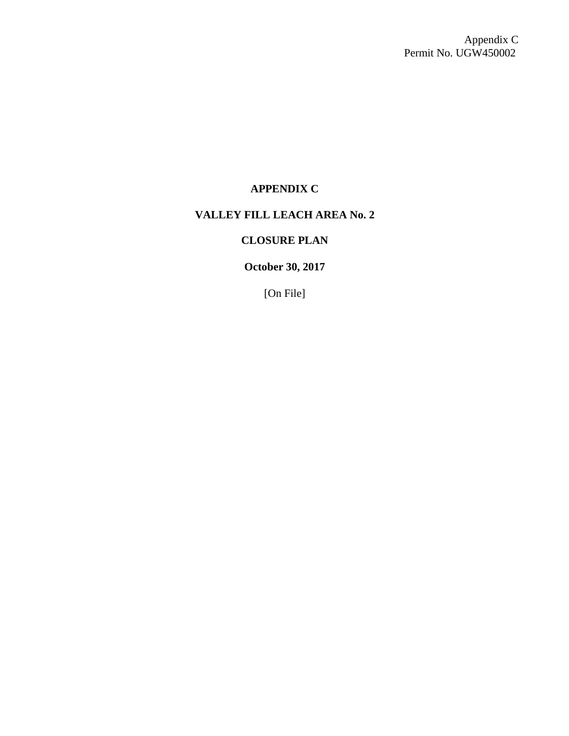# APPENDIX C

# VALLEY FILL LEACH AREA No. 2

# CLOSURE PLAN

**October 30, 2017**

[On File]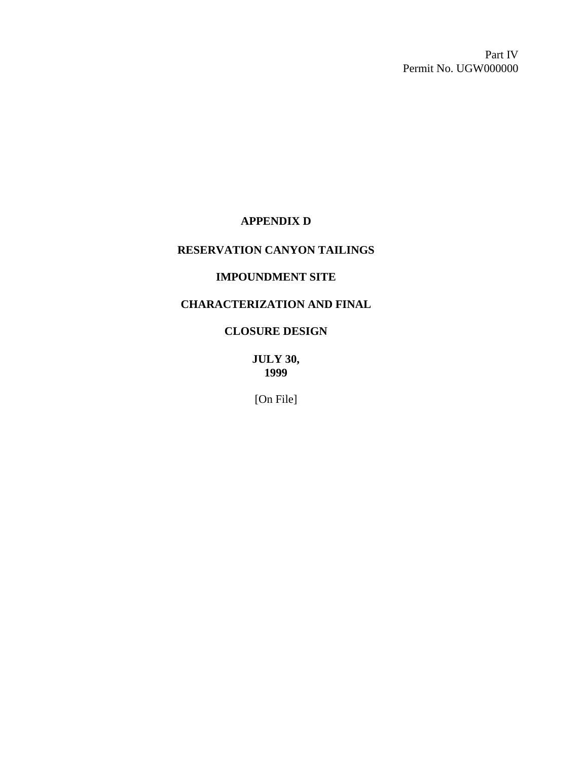Part IV
Permit No. UGW000000

# APPENDIX D

# RESERVATION CANYON TAILINGS IMPOUNDMENT SITE CHARACTERIZATION AND FINAL CLOSURE DESIGN

**JULY 30, 1999**

[On File]